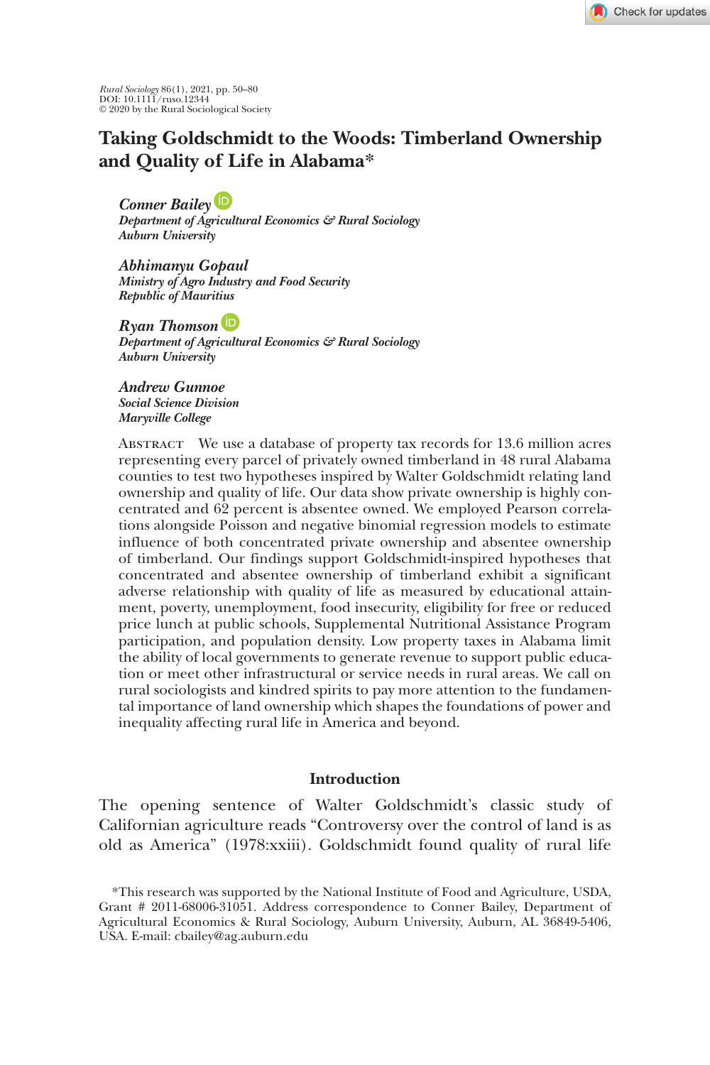# Taking Goldschmidt to the Woods: Timberland Ownership and Quality of Life in Alabama*

*Conner Bailey*
*Department of Agricultural Economics & Rural Sociology*
*Auburn University*

*Abhimanyu Gopaul*
*Ministry of Agro Industry and Food Security*
*Republic of Mauritius*

*Ryan Thomson*
*Department of Agricultural Economics & Rural Sociology*
*Auburn University*

*Andrew Gunnoe*
*Social Science Division*
*Maryville College*

Abstract We use a database of property tax records for 13.6 million acres representing every parcel of privately owned timberland in 48 rural Alabama counties to test two hypotheses inspired by Walter Goldschmidt relating land ownership and quality of life. Our data show private ownership is highly concentrated and 62 percent is absentee owned. We employed Pearson correlations alongside Poisson and negative binomial regression models to estimate influence of both concentrated private ownership and absentee ownership of timberland. Our findings support Goldschmidt-inspired hypotheses that concentrated and absentee ownership of timberland exhibit a significant adverse relationship with quality of life as measured by educational attainment, poverty, unemployment, food insecurity, eligibility for free or reduced price lunch at public schools, Supplemental Nutritional Assistance Program participation, and population density. Low property taxes in Alabama limit the ability of local governments to generate revenue to support public education or meet other infrastructural or service needs in rural areas. We call on rural sociologists and kindred spirits to pay more attention to the fundamental importance of land ownership which shapes the foundations of power and inequality affecting rural life in America and beyond.

## Introduction

The opening sentence of Walter Goldschmidt's classic study of Californian agriculture reads "Controversy over the control of land is as old as America" (1978:xxiii). Goldschmidt found quality of rural life

*This research was supported by the National Institute of Food and Agriculture, USDA, Grant # 2011-68006-31051. Address correspondence to Conner Bailey, Department of Agricultural Economics & Rural Sociology, Auburn University, Auburn, AL 36849-5406, USA. E-mail: cbailey@ag.auburn.edu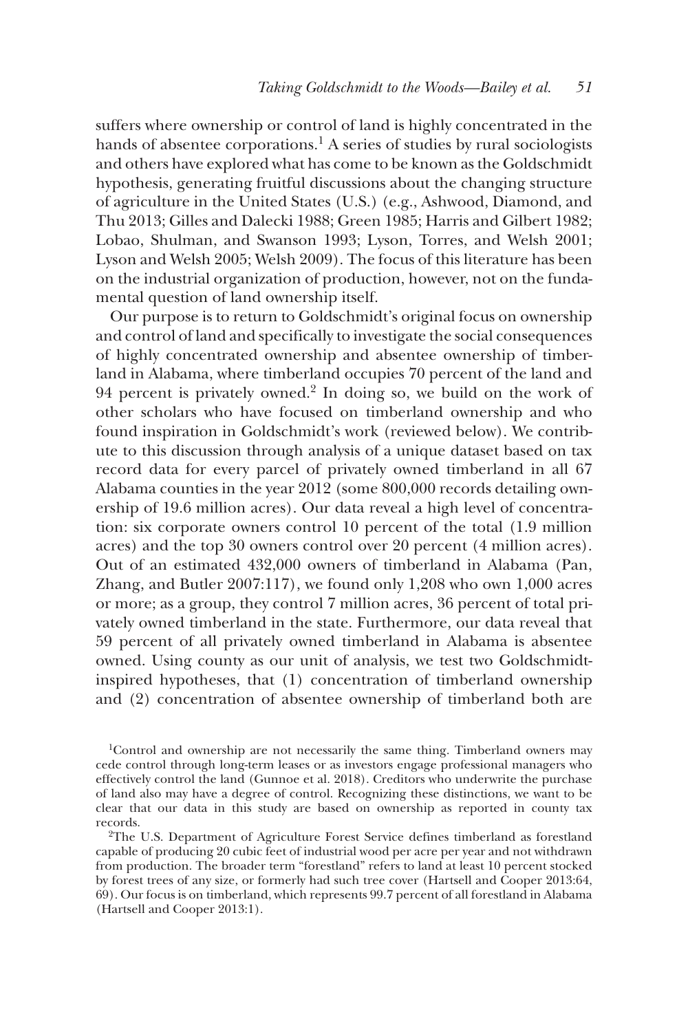suffers where ownership or control of land is highly concentrated in the hands of absentee corporations.[1] A series of studies by rural sociologists and others have explored what has come to be known as the Goldschmidt hypothesis, generating fruitful discussions about the changing structure of agriculture in the United States (U.S.) (e.g., Ashwood, Diamond, and Thu 2013; Gilles and Dalecki 1988; Green 1985; Harris and Gilbert 1982; Lobao, Shulman, and Swanson 1993; Lyson, Torres, and Welsh 2001; Lyson and Welsh 2005; Welsh 2009). The focus of this literature has been on the industrial organization of production, however, not on the fundamental question of land ownership itself.

Our purpose is to return to Goldschmidt's original focus on ownership and control of land and specifically to investigate the social consequences of highly concentrated ownership and absentee ownership of timberland in Alabama, where timberland occupies 70 percent of the land and 94 percent is privately owned.[2] In doing so, we build on the work of other scholars who have focused on timberland ownership and who found inspiration in Goldschmidt's work (reviewed below). We contribute to this discussion through analysis of a unique dataset based on tax record data for every parcel of privately owned timberland in all 67 Alabama counties in the year 2012 (some 800,000 records detailing ownership of 19.6 million acres). Our data reveal a high level of concentration: six corporate owners control 10 percent of the total (1.9 million acres) and the top 30 owners control over 20 percent (4 million acres). Out of an estimated 432,000 owners of timberland in Alabama (Pan, Zhang, and Butler 2007:117), we found only 1,208 who own 1,000 acres or more; as a group, they control 7 million acres, 36 percent of total privately owned timberland in the state. Furthermore, our data reveal that 59 percent of all privately owned timberland in Alabama is absentee owned. Using county as our unit of analysis, we test two Goldschmidt-inspired hypotheses, that (1) concentration of timberland ownership and (2) concentration of absentee ownership of timberland both are

[1]Control and ownership are not necessarily the same thing. Timberland owners may cede control through long-term leases or as investors engage professional managers who effectively control the land (Gunnoe et al. 2018). Creditors who underwrite the purchase of land also may have a degree of control. Recognizing these distinctions, we want to be clear that our data in this study are based on ownership as reported in county tax records.

[2]The U.S. Department of Agriculture Forest Service defines timberland as forestland capable of producing 20 cubic feet of industrial wood per acre per year and not withdrawn from production. The broader term "forestland" refers to land at least 10 percent stocked by forest trees of any size, or formerly had such tree cover (Hartsell and Cooper 2013:64, 69). Our focus is on timberland, which represents 99.7 percent of all forestland in Alabama (Hartsell and Cooper 2013:1).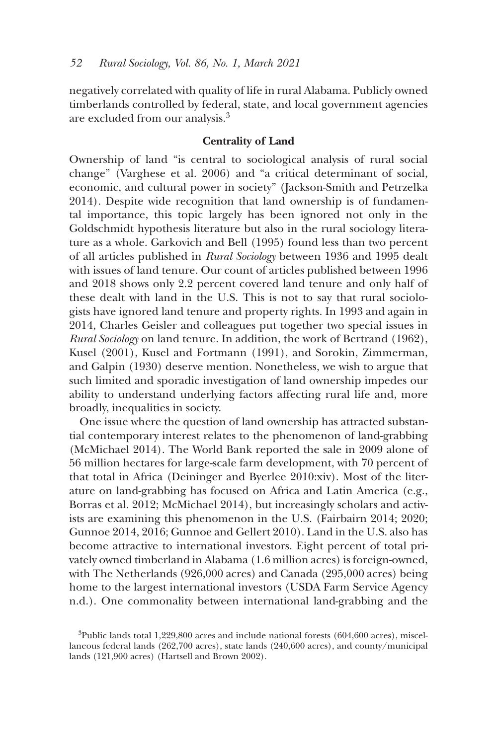negatively correlated with quality of life in rural Alabama. Publicly owned timberlands controlled by federal, state, and local government agencies are excluded from our analysis.[3]

## Centrality of Land

Ownership of land "is central to sociological analysis of rural social change" (Varghese et al. 2006) and "a critical determinant of social, economic, and cultural power in society" (Jackson-Smith and Petrzelka 2014). Despite wide recognition that land ownership is of fundamental importance, this topic largely has been ignored not only in the Goldschmidt hypothesis literature but also in the rural sociology literature as a whole. Garkovich and Bell (1995) found less than two percent of all articles published in *Rural Sociology* between 1936 and 1995 dealt with issues of land tenure. Our count of articles published between 1996 and 2018 shows only 2.2 percent covered land tenure and only half of these dealt with land in the U.S. This is not to say that rural sociologists have ignored land tenure and property rights. In 1993 and again in 2014, Charles Geisler and colleagues put together two special issues in *Rural Sociology* on land tenure. In addition, the work of Bertrand (1962), Kusel (2001), Kusel and Fortmann (1991), and Sorokin, Zimmerman, and Galpin (1930) deserve mention. Nonetheless, we wish to argue that such limited and sporadic investigation of land ownership impedes our ability to understand underlying factors affecting rural life and, more broadly, inequalities in society.

One issue where the question of land ownership has attracted substantial contemporary interest relates to the phenomenon of land-grabbing (McMichael 2014). The World Bank reported the sale in 2009 alone of 56 million hectares for large-scale farm development, with 70 percent of that total in Africa (Deininger and Byerlee 2010:xiv). Most of the literature on land-grabbing has focused on Africa and Latin America (e.g., Borras et al. 2012; McMichael 2014), but increasingly scholars and activists are examining this phenomenon in the U.S. (Fairbairn 2014; 2020; Gunnoe 2014, 2016; Gunnoe and Gellert 2010). Land in the U.S. also has become attractive to international investors. Eight percent of total privately owned timberland in Alabama (1.6 million acres) is foreign-owned, with The Netherlands (926,000 acres) and Canada (295,000 acres) being home to the largest international investors (USDA Farm Service Agency n.d.). One commonality between international land-grabbing and the

[3]Public lands total 1,229,800 acres and include national forests (604,600 acres), miscellaneous federal lands (262,700 acres), state lands (240,600 acres), and county/municipal lands (121,900 acres) (Hartsell and Brown 2002).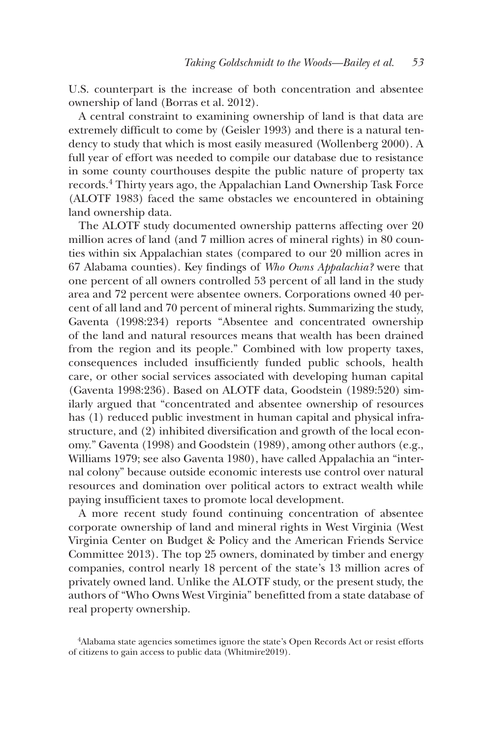U.S. counterpart is the increase of both concentration and absentee ownership of land (Borras et al. 2012).

A central constraint to examining ownership of land is that data are extremely difficult to come by (Geisler 1993) and there is a natural tendency to study that which is most easily measured (Wollenberg 2000). A full year of effort was needed to compile our database due to resistance in some county courthouses despite the public nature of property tax records.[4] Thirty years ago, the Appalachian Land Ownership Task Force (ALOTF 1983) faced the same obstacles we encountered in obtaining land ownership data.

The ALOTF study documented ownership patterns affecting over 20 million acres of land (and 7 million acres of mineral rights) in 80 counties within six Appalachian states (compared to our 20 million acres in 67 Alabama counties). Key findings of *Who Owns Appalachia?* were that one percent of all owners controlled 53 percent of all land in the study area and 72 percent were absentee owners. Corporations owned 40 percent of all land and 70 percent of mineral rights. Summarizing the study, Gaventa (1998:234) reports "Absentee and concentrated ownership of the land and natural resources means that wealth has been drained from the region and its people." Combined with low property taxes, consequences included insufficiently funded public schools, health care, or other social services associated with developing human capital (Gaventa 1998:236). Based on ALOTF data, Goodstein (1989:520) similarly argued that "concentrated and absentee ownership of resources has (1) reduced public investment in human capital and physical infrastructure, and (2) inhibited diversification and growth of the local economy." Gaventa (1998) and Goodstein (1989), among other authors (e.g., Williams 1979; see also Gaventa 1980), have called Appalachia an "internal colony" because outside economic interests use control over natural resources and domination over political actors to extract wealth while paying insufficient taxes to promote local development.

A more recent study found continuing concentration of absentee corporate ownership of land and mineral rights in West Virginia (West Virginia Center on Budget & Policy and the American Friends Service Committee 2013). The top 25 owners, dominated by timber and energy companies, control nearly 18 percent of the state's 13 million acres of privately owned land. Unlike the ALOTF study, or the present study, the authors of "Who Owns West Virginia" benefitted from a state database of real property ownership.

[4]Alabama state agencies sometimes ignore the state's Open Records Act or resist efforts of citizens to gain access to public data (Whitmire2019).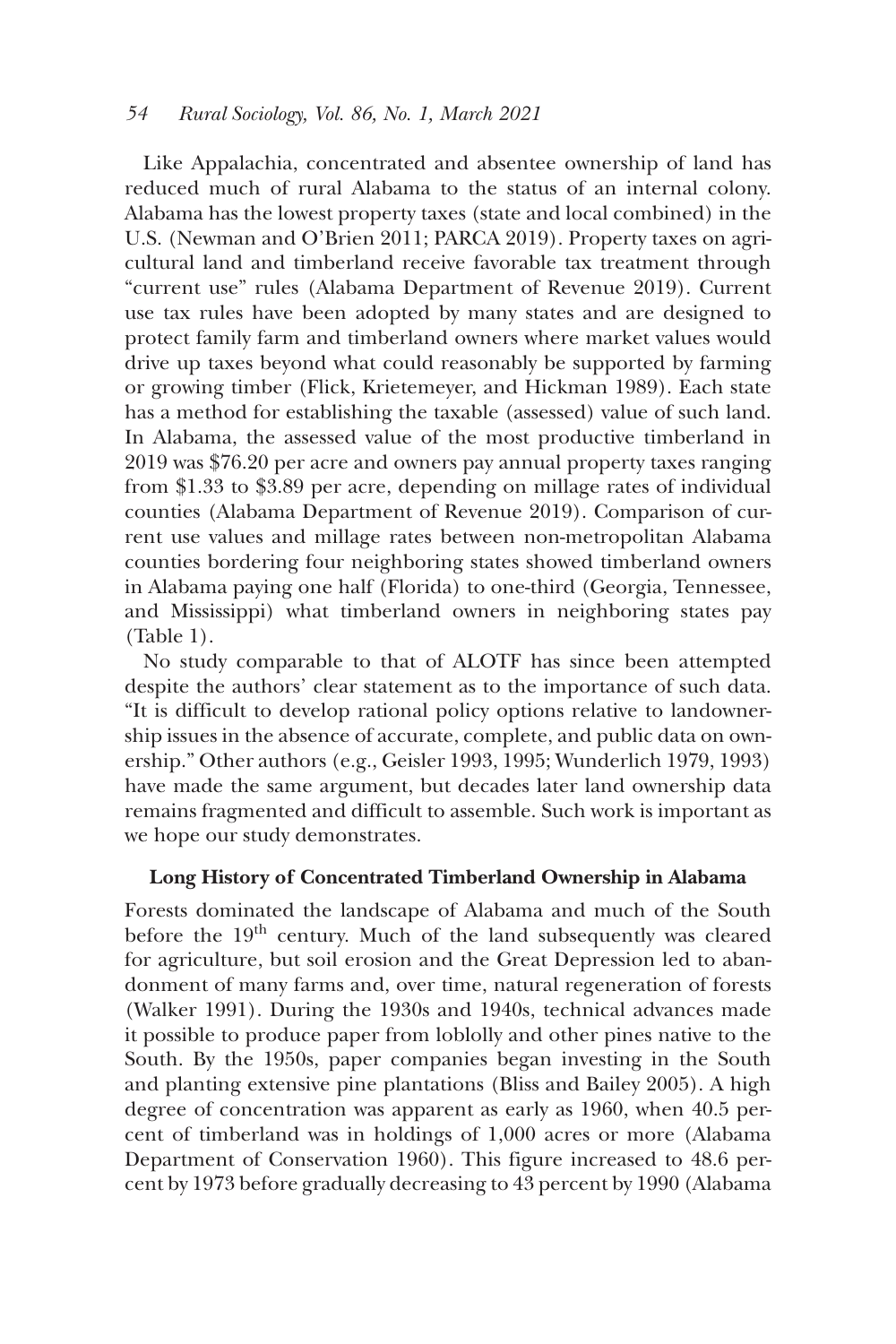Like Appalachia, concentrated and absentee ownership of land has reduced much of rural Alabama to the status of an internal colony. Alabama has the lowest property taxes (state and local combined) in the U.S. (Newman and O'Brien 2011; PARCA 2019). Property taxes on agricultural land and timberland receive favorable tax treatment through "current use" rules (Alabama Department of Revenue 2019). Current use tax rules have been adopted by many states and are designed to protect family farm and timberland owners where market values would drive up taxes beyond what could reasonably be supported by farming or growing timber (Flick, Krietemeyer, and Hickman 1989). Each state has a method for establishing the taxable (assessed) value of such land. In Alabama, the assessed value of the most productive timberland in 2019 was $76.20 per acre and owners pay annual property taxes ranging from $1.33 to $3.89 per acre, depending on millage rates of individual counties (Alabama Department of Revenue 2019). Comparison of current use values and millage rates between non-metropolitan Alabama counties bordering four neighboring states showed timberland owners in Alabama paying one half (Florida) to one-third (Georgia, Tennessee, and Mississippi) what timberland owners in neighboring states pay (Table 1).

No study comparable to that of ALOTF has since been attempted despite the authors' clear statement as to the importance of such data. "It is difficult to develop rational policy options relative to landownership issues in the absence of accurate, complete, and public data on ownership." Other authors (e.g., Geisler 1993, 1995; Wunderlich 1979, 1993) have made the same argument, but decades later land ownership data remains fragmented and difficult to assemble. Such work is important as we hope our study demonstrates.

## Long History of Concentrated Timberland Ownership in Alabama

Forests dominated the landscape of Alabama and much of the South before the 19th century. Much of the land subsequently was cleared for agriculture, but soil erosion and the Great Depression led to abandonment of many farms and, over time, natural regeneration of forests (Walker 1991). During the 1930s and 1940s, technical advances made it possible to produce paper from loblolly and other pines native to the South. By the 1950s, paper companies began investing in the South and planting extensive pine plantations (Bliss and Bailey 2005). A high degree of concentration was apparent as early as 1960, when 40.5 percent of timberland was in holdings of 1,000 acres or more (Alabama Department of Conservation 1960). This figure increased to 48.6 percent by 1973 before gradually decreasing to 43 percent by 1990 (Alabama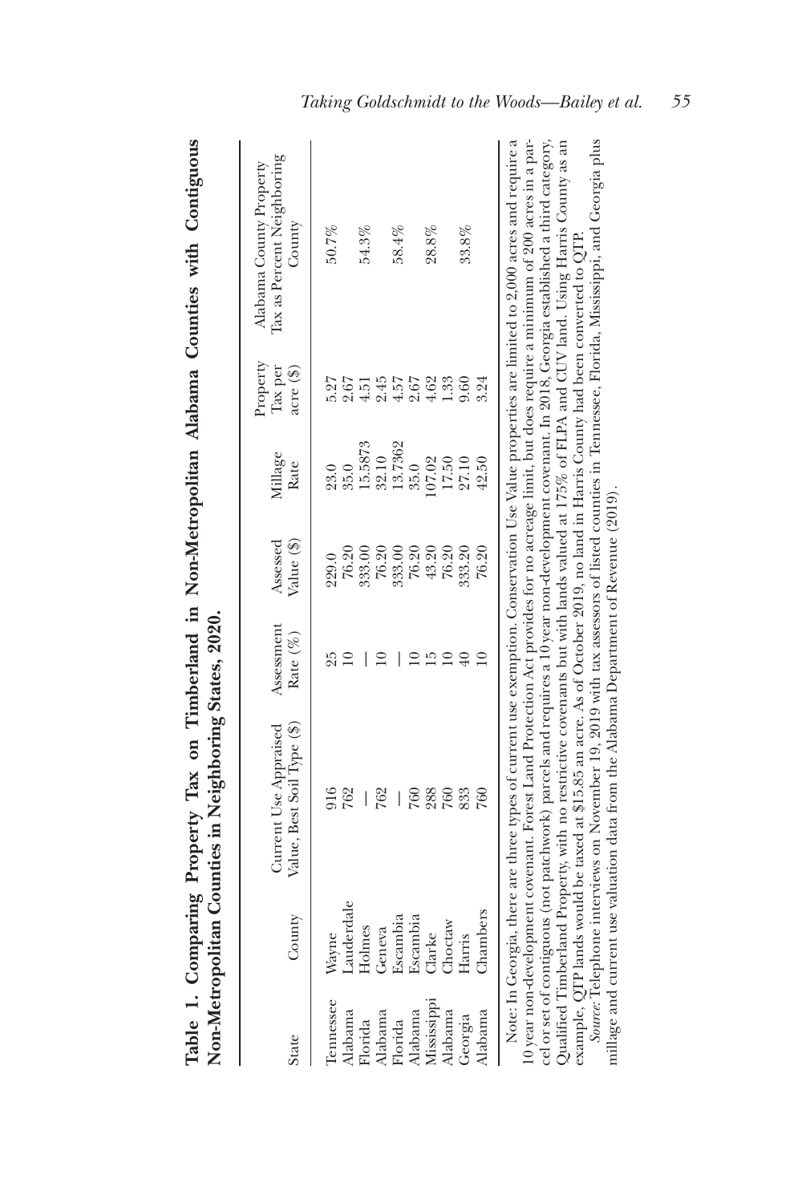**Table 1. Comparing Property Tax on Timberland in Non-Metropolitan Alabama Counties with Contiguous Non-Metropolitan Counties in Neighboring States, 2020.**

| State | County | Current Use Appraised Value, Best Soil Type ($) | Assessment Rate (%) | Assessed Value ($) | Millage Rate | Property Tax per acre ($) | Alabama County Property Tax as Percent Neighboring County |
|---|---|---|---|---|---|---|---|
| Tennessee | Wayne | 916 | 25 | 229.0 | 23.0 | 5.27 | 50.7% |
| Alabama | Lauderdale | 762 | 10 | 76.20 | 35.0 | 2.67 | |
| Florida | Holmes | — | — | 333.00 | 15.5873 | 4.51 | 54.3% |
| Alabama | Geneva | 762 | 10 | 76.20 | 32.10 | 2.45 | |
| Florida | Escambia | — | — | 333.00 | 13.7362 | 4.57 | 58.4% |
| Alabama | Escambia | 760 | 10 | 76.20 | 35.0 | 2.67 | |
| Mississippi | Clarke | 288 | 15 | 43.20 | 107.02 | 4.62 | 28.8% |
| Alabama | Choctaw | 760 | 10 | 76.20 | 17.50 | 1.33 | |
| Georgia | Harris | 833 | 40 | 333.20 | 27.10 | 9.60 | 33.8% |
| Alabama | Chambers | 760 | 10 | 76.20 | 42.50 | 3.24 | |

Note: In Georgia, there are three types of current use exemption. Conservation Use Value properties are limited to 2,000 acres and require a 10 year non-development covenant. Forest Land Protection Act provides for no acreage limit, but does require a minimum of 200 acres in a parcel or set of contiguous (not patchwork) parcels and requires a 10 year non-development covenant. In 2018, Georgia established a third category, Qualified Timberland Property, with no restrictive covenants but with lands valued at 175% of FLPA and CUV land. Using Harris County as an example, QTP lands would be taxed at $15.85 an acre. As of October 2019, no land in Harris County had been converted to QTP.

*Source:* Telephone interviews on November 19, 2019 with tax assessors of listed counties in Tennessee, Florida, Mississippi, and Georgia plus millage and current use valuation data from the Alabama Department of Revenue (2019).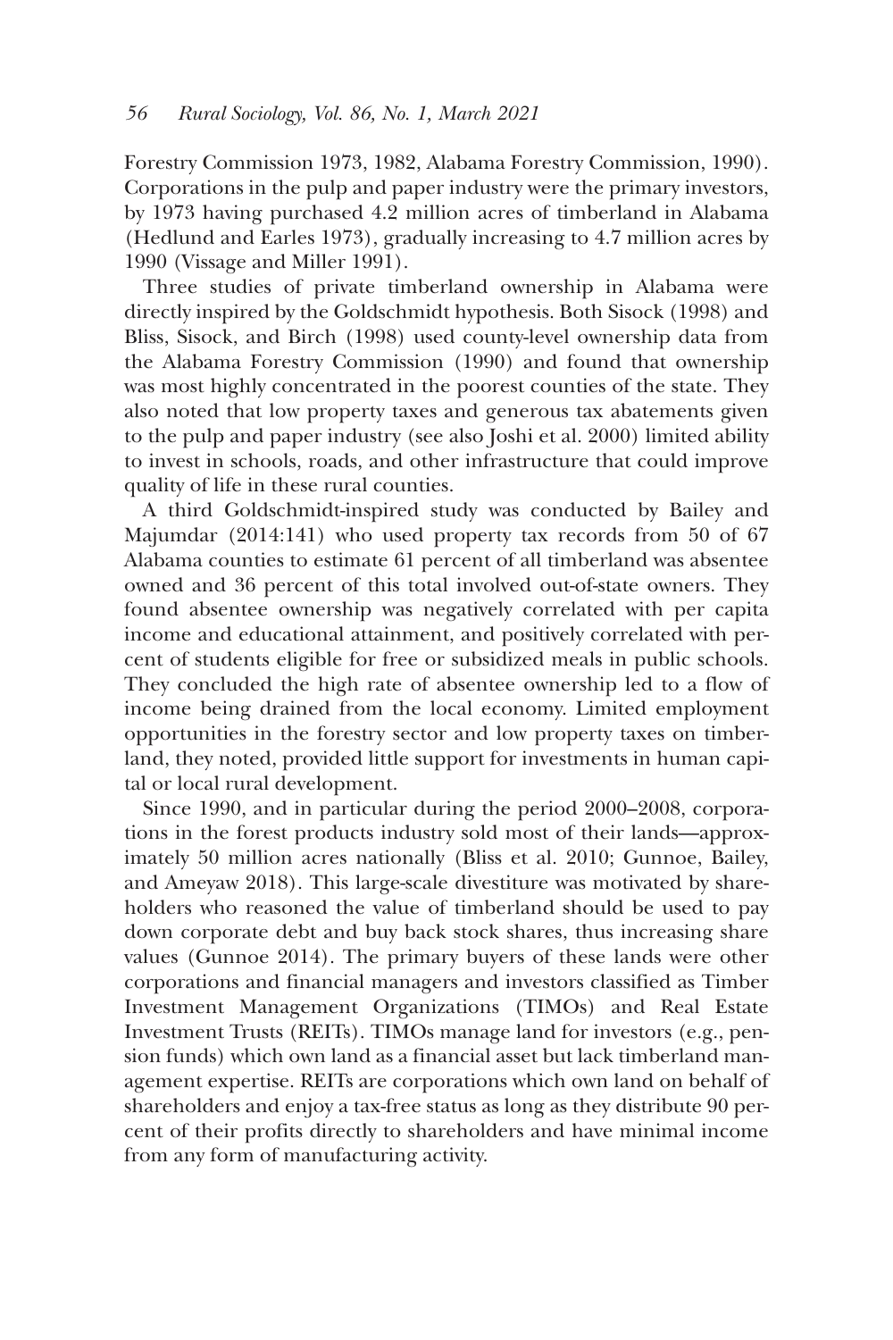Forestry Commission 1973, 1982, Alabama Forestry Commission, 1990). Corporations in the pulp and paper industry were the primary investors, by 1973 having purchased 4.2 million acres of timberland in Alabama (Hedlund and Earles 1973), gradually increasing to 4.7 million acres by 1990 (Vissage and Miller 1991).

Three studies of private timberland ownership in Alabama were directly inspired by the Goldschmidt hypothesis. Both Sisock (1998) and Bliss, Sisock, and Birch (1998) used county-level ownership data from the Alabama Forestry Commission (1990) and found that ownership was most highly concentrated in the poorest counties of the state. They also noted that low property taxes and generous tax abatements given to the pulp and paper industry (see also Joshi et al. 2000) limited ability to invest in schools, roads, and other infrastructure that could improve quality of life in these rural counties.

A third Goldschmidt-inspired study was conducted by Bailey and Majumdar (2014:141) who used property tax records from 50 of 67 Alabama counties to estimate 61 percent of all timberland was absentee owned and 36 percent of this total involved out-of-state owners. They found absentee ownership was negatively correlated with per capita income and educational attainment, and positively correlated with percent of students eligible for free or subsidized meals in public schools. They concluded the high rate of absentee ownership led to a flow of income being drained from the local economy. Limited employment opportunities in the forestry sector and low property taxes on timberland, they noted, provided little support for investments in human capital or local rural development.

Since 1990, and in particular during the period 2000–2008, corporations in the forest products industry sold most of their lands—approximately 50 million acres nationally (Bliss et al. 2010; Gunnoe, Bailey, and Ameyaw 2018). This large-scale divestiture was motivated by shareholders who reasoned the value of timberland should be used to pay down corporate debt and buy back stock shares, thus increasing share values (Gunnoe 2014). The primary buyers of these lands were other corporations and financial managers and investors classified as Timber Investment Management Organizations (TIMOs) and Real Estate Investment Trusts (REITs). TIMOs manage land for investors (e.g., pension funds) which own land as a financial asset but lack timberland management expertise. REITs are corporations which own land on behalf of shareholders and enjoy a tax-free status as long as they distribute 90 percent of their profits directly to shareholders and have minimal income from any form of manufacturing activity.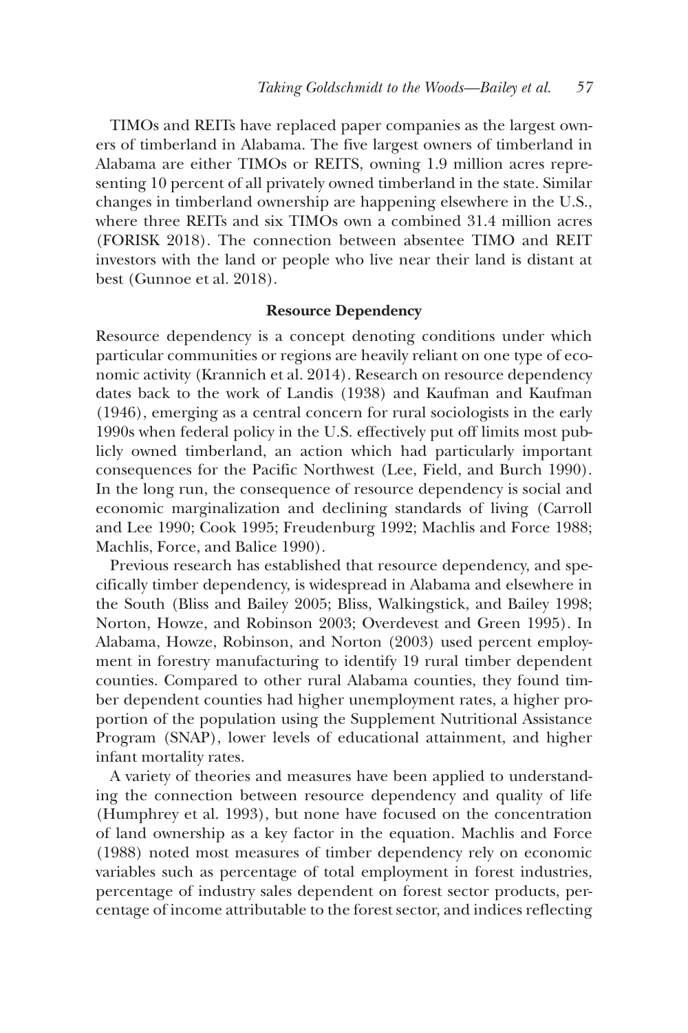TIMOs and REITs have replaced paper companies as the largest owners of timberland in Alabama. The five largest owners of timberland in Alabama are either TIMOs or REITS, owning 1.9 million acres representing 10 percent of all privately owned timberland in the state. Similar changes in timberland ownership are happening elsewhere in the U.S., where three REITs and six TIMOs own a combined 31.4 million acres (FORISK 2018). The connection between absentee TIMO and REIT investors with the land or people who live near their land is distant at best (Gunnoe et al. 2018).

## Resource Dependency

Resource dependency is a concept denoting conditions under which particular communities or regions are heavily reliant on one type of economic activity (Krannich et al. 2014). Research on resource dependency dates back to the work of Landis (1938) and Kaufman and Kaufman (1946), emerging as a central concern for rural sociologists in the early 1990s when federal policy in the U.S. effectively put off limits most publicly owned timberland, an action which had particularly important consequences for the Pacific Northwest (Lee, Field, and Burch 1990). In the long run, the consequence of resource dependency is social and economic marginalization and declining standards of living (Carroll and Lee 1990; Cook 1995; Freudenburg 1992; Machlis and Force 1988; Machlis, Force, and Balice 1990).

Previous research has established that resource dependency, and specifically timber dependency, is widespread in Alabama and elsewhere in the South (Bliss and Bailey 2005; Bliss, Walkingstick, and Bailey 1998; Norton, Howze, and Robinson 2003; Overdevest and Green 1995). In Alabama, Howze, Robinson, and Norton (2003) used percent employment in forestry manufacturing to identify 19 rural timber dependent counties. Compared to other rural Alabama counties, they found timber dependent counties had higher unemployment rates, a higher proportion of the population using the Supplement Nutritional Assistance Program (SNAP), lower levels of educational attainment, and higher infant mortality rates.

A variety of theories and measures have been applied to understanding the connection between resource dependency and quality of life (Humphrey et al. 1993), but none have focused on the concentration of land ownership as a key factor in the equation. Machlis and Force (1988) noted most measures of timber dependency rely on economic variables such as percentage of total employment in forest industries, percentage of industry sales dependent on forest sector products, percentage of income attributable to the forest sector, and indices reflecting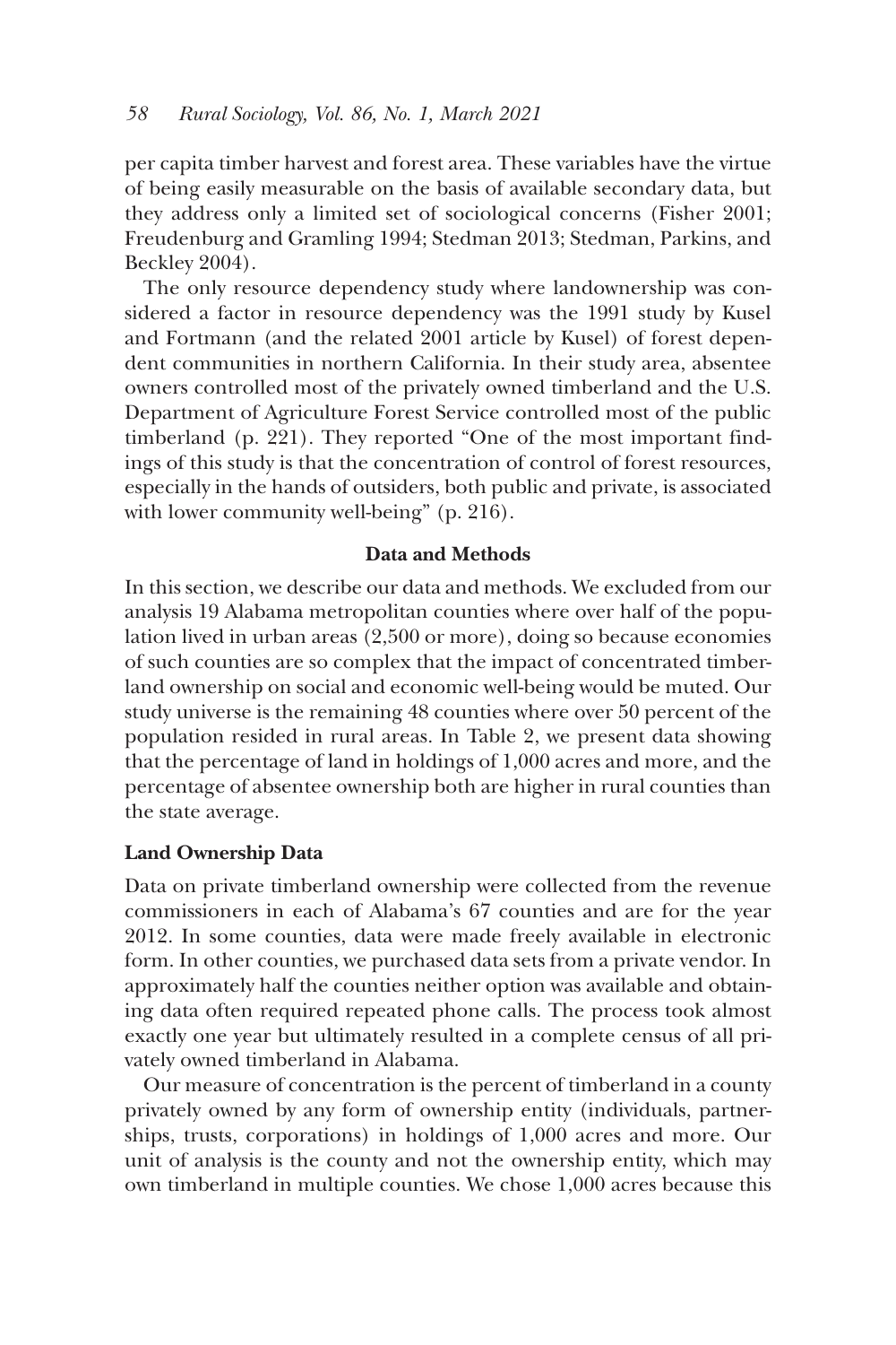per capita timber harvest and forest area. These variables have the virtue of being easily measurable on the basis of available secondary data, but they address only a limited set of sociological concerns (Fisher 2001; Freudenburg and Gramling 1994; Stedman 2013; Stedman, Parkins, and Beckley 2004).

The only resource dependency study where landownership was considered a factor in resource dependency was the 1991 study by Kusel and Fortmann (and the related 2001 article by Kusel) of forest dependent communities in northern California. In their study area, absentee owners controlled most of the privately owned timberland and the U.S. Department of Agriculture Forest Service controlled most of the public timberland (p. 221). They reported "One of the most important findings of this study is that the concentration of control of forest resources, especially in the hands of outsiders, both public and private, is associated with lower community well-being" (p. 216).

## Data and Methods

In this section, we describe our data and methods. We excluded from our analysis 19 Alabama metropolitan counties where over half of the population lived in urban areas (2,500 or more), doing so because economies of such counties are so complex that the impact of concentrated timberland ownership on social and economic well-being would be muted. Our study universe is the remaining 48 counties where over 50 percent of the population resided in rural areas. In Table 2, we present data showing that the percentage of land in holdings of 1,000 acres and more, and the percentage of absentee ownership both are higher in rural counties than the state average.

### Land Ownership Data

Data on private timberland ownership were collected from the revenue commissioners in each of Alabama's 67 counties and are for the year 2012. In some counties, data were made freely available in electronic form. In other counties, we purchased data sets from a private vendor. In approximately half the counties neither option was available and obtaining data often required repeated phone calls. The process took almost exactly one year but ultimately resulted in a complete census of all privately owned timberland in Alabama.

Our measure of concentration is the percent of timberland in a county privately owned by any form of ownership entity (individuals, partnerships, trusts, corporations) in holdings of 1,000 acres and more. Our unit of analysis is the county and not the ownership entity, which may own timberland in multiple counties. We chose 1,000 acres because this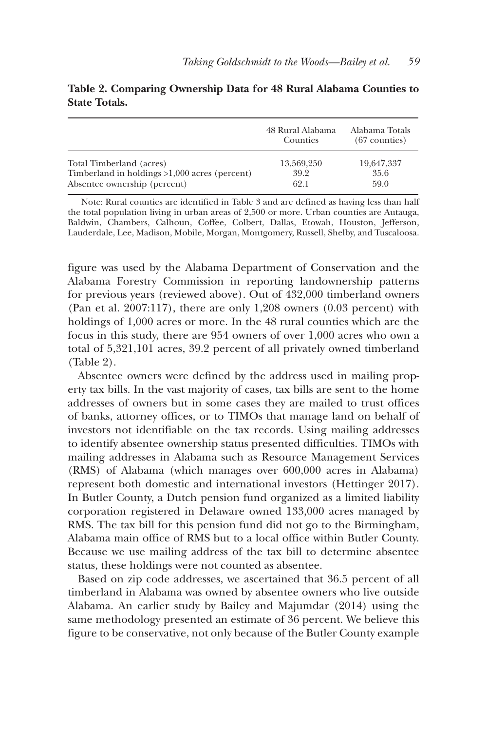**Table 2. Comparing Ownership Data for 48 Rural Alabama Counties to State Totals.**

| | 48 Rural Alabama Counties | Alabama Totals (67 counties) |
|---|---|---|
| Total Timberland (acres) | 13,569,250 | 19,647,337 |
| Timberland in holdings >1,000 acres (percent) | 39.2 | 35.6 |
| Absentee ownership (percent) | 62.1 | 59.0 |

Note: Rural counties are identified in Table 3 and are defined as having less than half the total population living in urban areas of 2,500 or more. Urban counties are Autauga, Baldwin, Chambers, Calhoun, Coffee, Colbert, Dallas, Etowah, Houston, Jefferson, Lauderdale, Lee, Madison, Mobile, Morgan, Montgomery, Russell, Shelby, and Tuscaloosa.

figure was used by the Alabama Department of Conservation and the Alabama Forestry Commission in reporting landownership patterns for previous years (reviewed above). Out of 432,000 timberland owners (Pan et al. 2007:117), there are only 1,208 owners (0.03 percent) with holdings of 1,000 acres or more. In the 48 rural counties which are the focus in this study, there are 954 owners of over 1,000 acres who own a total of 5,321,101 acres, 39.2 percent of all privately owned timberland (Table 2).

Absentee owners were defined by the address used in mailing property tax bills. In the vast majority of cases, tax bills are sent to the home addresses of owners but in some cases they are mailed to trust offices of banks, attorney offices, or to TIMOs that manage land on behalf of investors not identifiable on the tax records. Using mailing addresses to identify absentee ownership status presented difficulties. TIMOs with mailing addresses in Alabama such as Resource Management Services (RMS) of Alabama (which manages over 600,000 acres in Alabama) represent both domestic and international investors (Hettinger 2017). In Butler County, a Dutch pension fund organized as a limited liability corporation registered in Delaware owned 133,000 acres managed by RMS. The tax bill for this pension fund did not go to the Birmingham, Alabama main office of RMS but to a local office within Butler County. Because we use mailing address of the tax bill to determine absentee status, these holdings were not counted as absentee.

Based on zip code addresses, we ascertained that 36.5 percent of all timberland in Alabama was owned by absentee owners who live outside Alabama. An earlier study by Bailey and Majumdar (2014) using the same methodology presented an estimate of 36 percent. We believe this figure to be conservative, not only because of the Butler County example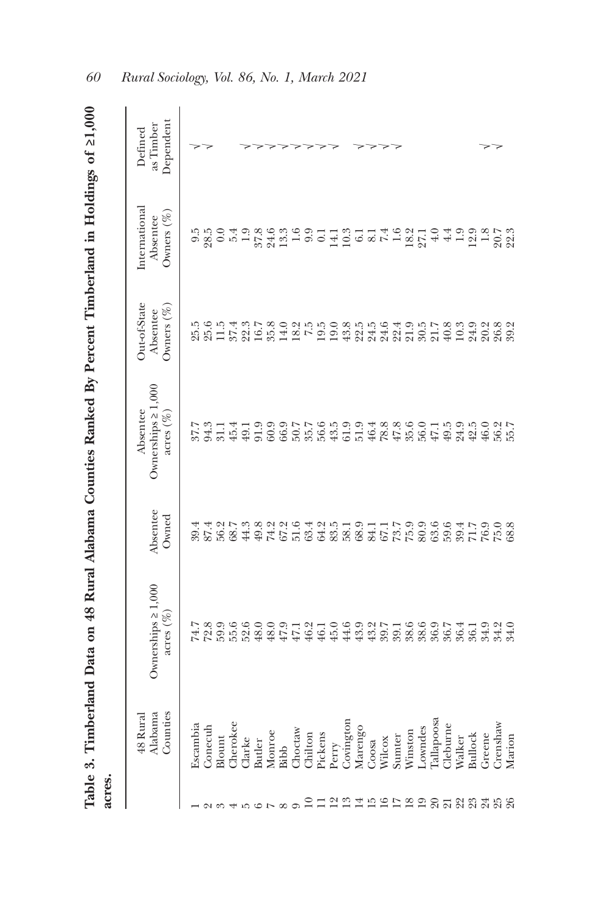**Table 3. Timberland Data on 48 Rural Alabama Counties Ranked By Percent Timberland in Holdings of ≥1,000 acres.**

| | 48 Rural Alabama Counties | Ownerships ≥ 1,000 acres (%) | Absentee Owned | Absentee Ownerships ≥ 1,000 acres (%) | Out-of-State Absentee Owners (%) | International Absentee Owners (%) | Defined as Timber Dependent |
|---|---|---|---|---|---|---|---|
| 1 | Escambia | 74.7 | 39.4 | 37.7 | 25.5 | 9.5 | √ |
| 2 | Conecuh | 72.8 | 87.4 | 94.3 | 25.6 | 28.5 | √ |
| 3 | Blount | 59.9 | 56.2 | 31.1 | 11.5 | 0.0 | |
| 4 | Cherokee | 55.6 | 68.7 | 45.4 | 37.4 | 5.4 | |
| 5 | Clarke | 52.6 | 44.3 | 49.1 | 22.3 | 1.9 | √ |
| 6 | Butler | 48.0 | 49.8 | 91.9 | 16.7 | 37.8 | √ |
| 7 | Monroe | 48.0 | 74.2 | 60.9 | 35.8 | 24.6 | √ |
| 8 | Bibb | 47.9 | 67.2 | 66.9 | 14.0 | 13.3 | √ |
| 9 | Choctaw | 47.1 | 51.6 | 50.7 | 18.2 | 1.6 | √ |
| 10 | Chilton | 46.2 | 63.4 | 35.7 | 7.5 | 9.9 | √ |
| 11 | Pickens | 46.1 | 64.2 | 56.6 | 19.5 | 0.1 | √ |
| 12 | Perry | 45.0 | 83.5 | 43.5 | 19.0 | 14.1 | √ |
| 13 | Covington | 44.6 | 58.1 | 61.9 | 43.8 | 10.3 | |
| 14 | Marengo | 43.9 | 68.9 | 51.9 | 22.5 | 6.1 | √ |
| 15 | Coosa | 43.2 | 84.1 | 46.4 | 24.5 | 8.1 | √ |
| 16 | Wilcox | 39.7 | 67.1 | 78.8 | 24.6 | 7.4 | √ |
| 17 | Sumter | 39.1 | 73.7 | 47.8 | 22.4 | 1.6 | √ |
| 18 | Winston | 38.6 | 75.9 | 35.6 | 21.9 | 18.2 | |
| 19 | Lowndes | 38.6 | 80.9 | 56.0 | 30.5 | 27.1 | |
| 20 | Tallapoosa | 36.9 | 63.6 | 47.1 | 21.7 | 4.0 | |
| 21 | Cleburne | 36.7 | 59.6 | 49.5 | 40.8 | 4.4 | |
| 22 | Walker | 36.4 | 39.4 | 24.9 | 10.3 | 1.9 | |
| 23 | Bullock | 36.1 | 71.7 | 42.5 | 24.9 | 12.9 | |
| 24 | Greene | 34.9 | 76.9 | 46.0 | 20.2 | 1.8 | √ |
| 25 | Crenshaw | 34.2 | 75.0 | 56.2 | 26.8 | 20.7 | √ |
| 26 | Marion | 34.0 | 68.8 | 55.7 | 39.2 | 22.3 | |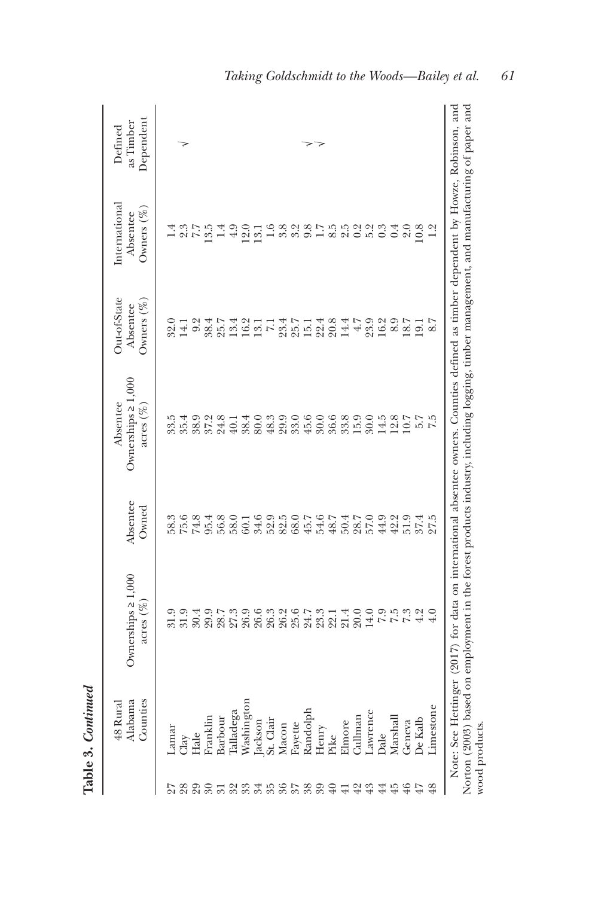**Table 3. *Continued***

| | 48 Rural Alabama Counties | Ownerships ≥ 1,000 acres (%) | Absentee Owned | Absentee Ownerships ≥ 1,000 acres (%) | Out-of-State Absentee Owners (%) | International Absentee Owners (%) | Defined as Timber Dependent |
|---|---|---|---|---|---|---|---|
| 27 | Lamar | 31.9 | 58.3 | 33.5 | 32.0 | 1.4 | |
| 28 | Clay | 31.9 | 75.6 | 35.4 | 14.1 | 2.3 | √ |
| 29 | Hale | 30.4 | 74.8 | 38.9 | 9.2 | 7.7 | |
| 30 | Franklin | 29.9 | 95.4 | 37.2 | 38.4 | 13.5 | |
| 31 | Barbour | 28.7 | 56.8 | 24.8 | 25.7 | 1.4 | |
| 32 | Talladega | 27.3 | 58.0 | 40.1 | 13.4 | 4.9 | |
| 33 | Washington | 26.9 | 60.1 | 38.4 | 16.2 | 12.0 | |
| 34 | Jackson | 26.6 | 34.6 | 80.0 | 13.1 | 13.1 | |
| 35 | St. Clair | 26.3 | 52.9 | 48.3 | 7.1 | 1.6 | |
| 36 | Macon | 26.2 | 82.5 | 29.9 | 23.4 | 3.8 | |
| 37 | Fayette | 25.6 | 68.0 | 33.0 | 25.7 | 3.2 | |
| 38 | Randolph | 24.7 | 45.7 | 45.6 | 15.1 | 9.8 | √ |
| 39 | Henry | 23.3 | 54.6 | 30.0 | 22.4 | 1.7 | √ |
| 40 | Pike | 22.1 | 48.7 | 36.6 | 20.8 | 8.5 | |
| 41 | Elmore | 21.4 | 50.4 | 33.8 | 14.4 | 2.5 | |
| 42 | Cullman | 20.0 | 28.7 | 15.9 | 4.7 | 0.2 | |
| 43 | Lawrence | 14.0 | 57.0 | 30.0 | 23.9 | 5.2 | |
| 44 | Dale | 7.9 | 44.9 | 14.5 | 16.2 | 0.3 | |
| 45 | Marshall | 7.5 | 42.2 | 12.8 | 8.9 | 0.4 | |
| 46 | Geneva | 7.3 | 51.9 | 10.7 | 18.7 | 2.0 | |
| 47 | De Kalb | 4.2 | 37.4 | 5.7 | 19.1 | 10.8 | |
| 48 | Limestone | 4.0 | 27.5 | 7.5 | 8.7 | 1.2 | |

Note: See Hettinger (2017) for data on international absentee owners. Counties defined as timber dependent by Howze, Robinson, and Norton (2003) based on employment in the forest products industry, including logging, timber management, and manufacturing of paper and wood products.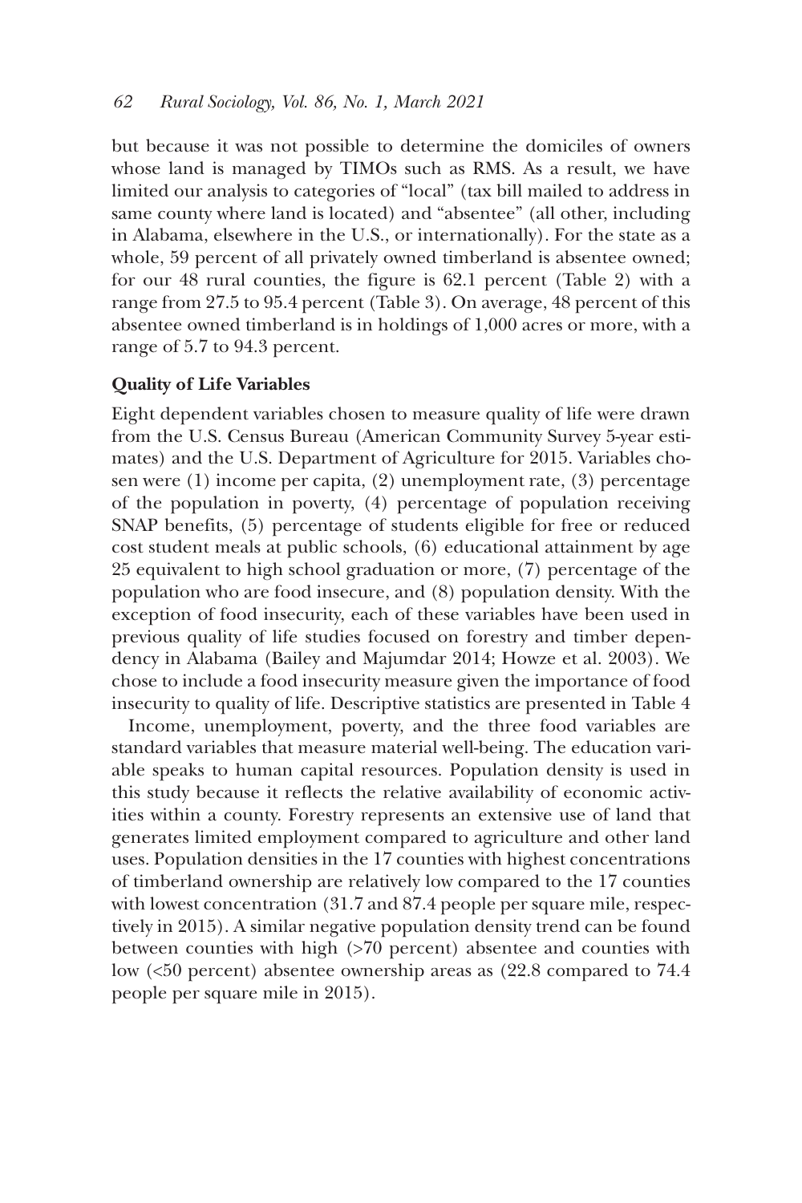but because it was not possible to determine the domiciles of owners whose land is managed by TIMOs such as RMS. As a result, we have limited our analysis to categories of "local" (tax bill mailed to address in same county where land is located) and "absentee" (all other, including in Alabama, elsewhere in the U.S., or internationally). For the state as a whole, 59 percent of all privately owned timberland is absentee owned; for our 48 rural counties, the figure is 62.1 percent (Table 2) with a range from 27.5 to 95.4 percent (Table 3). On average, 48 percent of this absentee owned timberland is in holdings of 1,000 acres or more, with a range of 5.7 to 94.3 percent.

**Quality of Life Variables**

Eight dependent variables chosen to measure quality of life were drawn from the U.S. Census Bureau (American Community Survey 5-year estimates) and the U.S. Department of Agriculture for 2015. Variables chosen were (1) income per capita, (2) unemployment rate, (3) percentage of the population in poverty, (4) percentage of population receiving SNAP benefits, (5) percentage of students eligible for free or reduced cost student meals at public schools, (6) educational attainment by age 25 equivalent to high school graduation or more, (7) percentage of the population who are food insecure, and (8) population density. With the exception of food insecurity, each of these variables have been used in previous quality of life studies focused on forestry and timber dependency in Alabama (Bailey and Majumdar 2014; Howze et al. 2003). We chose to include a food insecurity measure given the importance of food insecurity to quality of life. Descriptive statistics are presented in Table 4

Income, unemployment, poverty, and the three food variables are standard variables that measure material well-being. The education variable speaks to human capital resources. Population density is used in this study because it reflects the relative availability of economic activities within a county. Forestry represents an extensive use of land that generates limited employment compared to agriculture and other land uses. Population densities in the 17 counties with highest concentrations of timberland ownership are relatively low compared to the 17 counties with lowest concentration (31.7 and 87.4 people per square mile, respectively in 2015). A similar negative population density trend can be found between counties with high (>70 percent) absentee and counties with low (<50 percent) absentee ownership areas as (22.8 compared to 74.4 people per square mile in 2015).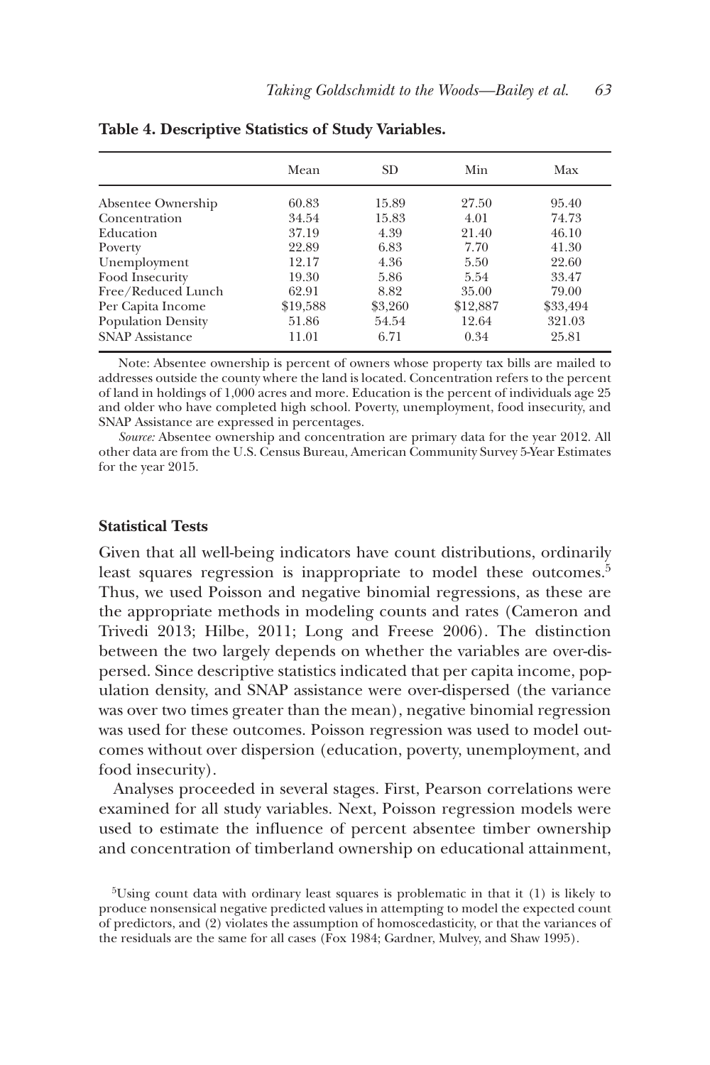**Table 4. Descriptive Statistics of Study Variables.**

| | Mean | SD | Min | Max |
|---|---|---|---|---|
| Absentee Ownership | 60.83 | 15.89 | 27.50 | 95.40 |
| Concentration | 34.54 | 15.83 | 4.01 | 74.73 |
| Education | 37.19 | 4.39 | 21.40 | 46.10 |
| Poverty | 22.89 | 6.83 | 7.70 | 41.30 |
| Unemployment | 12.17 | 4.36 | 5.50 | 22.60 |
| Food Insecurity | 19.30 | 5.86 | 5.54 | 33.47 |
| Free/Reduced Lunch | 62.91 | 8.82 | 35.00 | 79.00 |
| Per Capita Income | $19,588 | $3,260 | $12,887 | $33,494 |
| Population Density | 51.86 | 54.54 | 12.64 | 321.03 |
| SNAP Assistance | 11.01 | 6.71 | 0.34 | 25.81 |

Note: Absentee ownership is percent of owners whose property tax bills are mailed to addresses outside the county where the land is located. Concentration refers to the percent of land in holdings of 1,000 acres and more. Education is the percent of individuals age 25 and older who have completed high school. Poverty, unemployment, food insecurity, and SNAP Assistance are expressed in percentages.

*Source:* Absentee ownership and concentration are primary data for the year 2012. All other data are from the U.S. Census Bureau, American Community Survey 5-Year Estimates for the year 2015.

### Statistical Tests

Given that all well-being indicators have count distributions, ordinarily least squares regression is inappropriate to model these outcomes.[5] Thus, we used Poisson and negative binomial regressions, as these are the appropriate methods in modeling counts and rates (Cameron and Trivedi 2013; Hilbe, 2011; Long and Freese 2006). The distinction between the two largely depends on whether the variables are over-dispersed. Since descriptive statistics indicated that per capita income, population density, and SNAP assistance were over-dispersed (the variance was over two times greater than the mean), negative binomial regression was used for these outcomes. Poisson regression was used to model outcomes without over dispersion (education, poverty, unemployment, and food insecurity).

Analyses proceeded in several stages. First, Pearson correlations were examined for all study variables. Next, Poisson regression models were used to estimate the influence of percent absentee timber ownership and concentration of timberland ownership on educational attainment,

[5]Using count data with ordinary least squares is problematic in that it (1) is likely to produce nonsensical negative predicted values in attempting to model the expected count of predictors, and (2) violates the assumption of homoscedasticity, or that the variances of the residuals are the same for all cases (Fox 1984; Gardner, Mulvey, and Shaw 1995).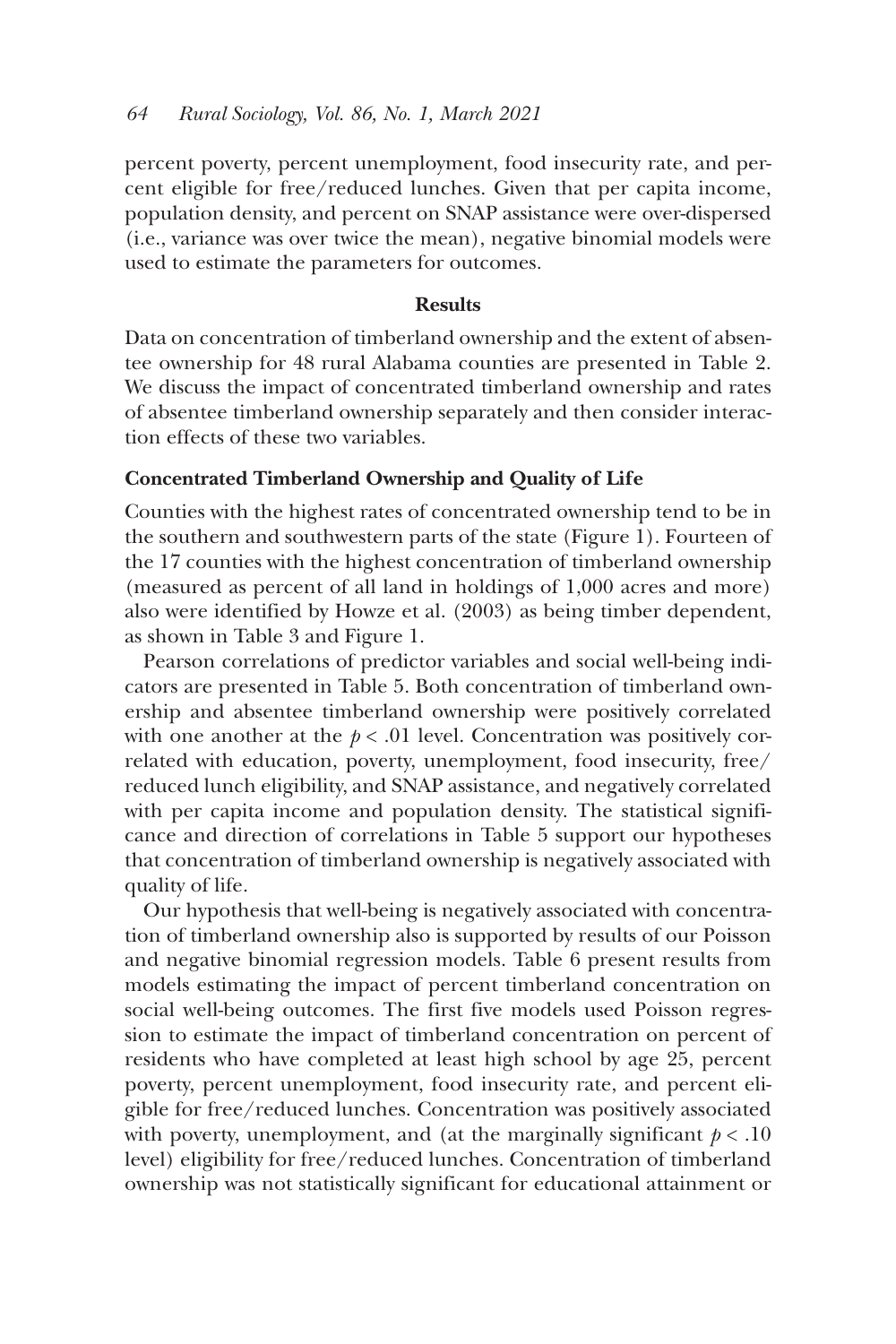percent poverty, percent unemployment, food insecurity rate, and percent eligible for free/reduced lunches. Given that per capita income, population density, and percent on SNAP assistance were over-dispersed (i.e., variance was over twice the mean), negative binomial models were used to estimate the parameters for outcomes.

## Results

Data on concentration of timberland ownership and the extent of absentee ownership for 48 rural Alabama counties are presented in Table 2. We discuss the impact of concentrated timberland ownership and rates of absentee timberland ownership separately and then consider interaction effects of these two variables.

### Concentrated Timberland Ownership and Quality of Life

Counties with the highest rates of concentrated ownership tend to be in the southern and southwestern parts of the state (Figure 1). Fourteen of the 17 counties with the highest concentration of timberland ownership (measured as percent of all land in holdings of 1,000 acres and more) also were identified by Howze et al. (2003) as being timber dependent, as shown in Table 3 and Figure 1.

Pearson correlations of predictor variables and social well-being indicators are presented in Table 5. Both concentration of timberland ownership and absentee timberland ownership were positively correlated with one another at the $p < .01$ level. Concentration was positively correlated with education, poverty, unemployment, food insecurity, free/reduced lunch eligibility, and SNAP assistance, and negatively correlated with per capita income and population density. The statistical significance and direction of correlations in Table 5 support our hypotheses that concentration of timberland ownership is negatively associated with quality of life.

Our hypothesis that well-being is negatively associated with concentration of timberland ownership also is supported by results of our Poisson and negative binomial regression models. Table 6 present results from models estimating the impact of percent timberland concentration on social well-being outcomes. The first five models used Poisson regression to estimate the impact of timberland concentration on percent of residents who have completed at least high school by age 25, percent poverty, percent unemployment, food insecurity rate, and percent eligible for free/reduced lunches. Concentration was positively associated with poverty, unemployment, and (at the marginally significant $p < .10$ level) eligibility for free/reduced lunches. Concentration of timberland ownership was not statistically significant for educational attainment or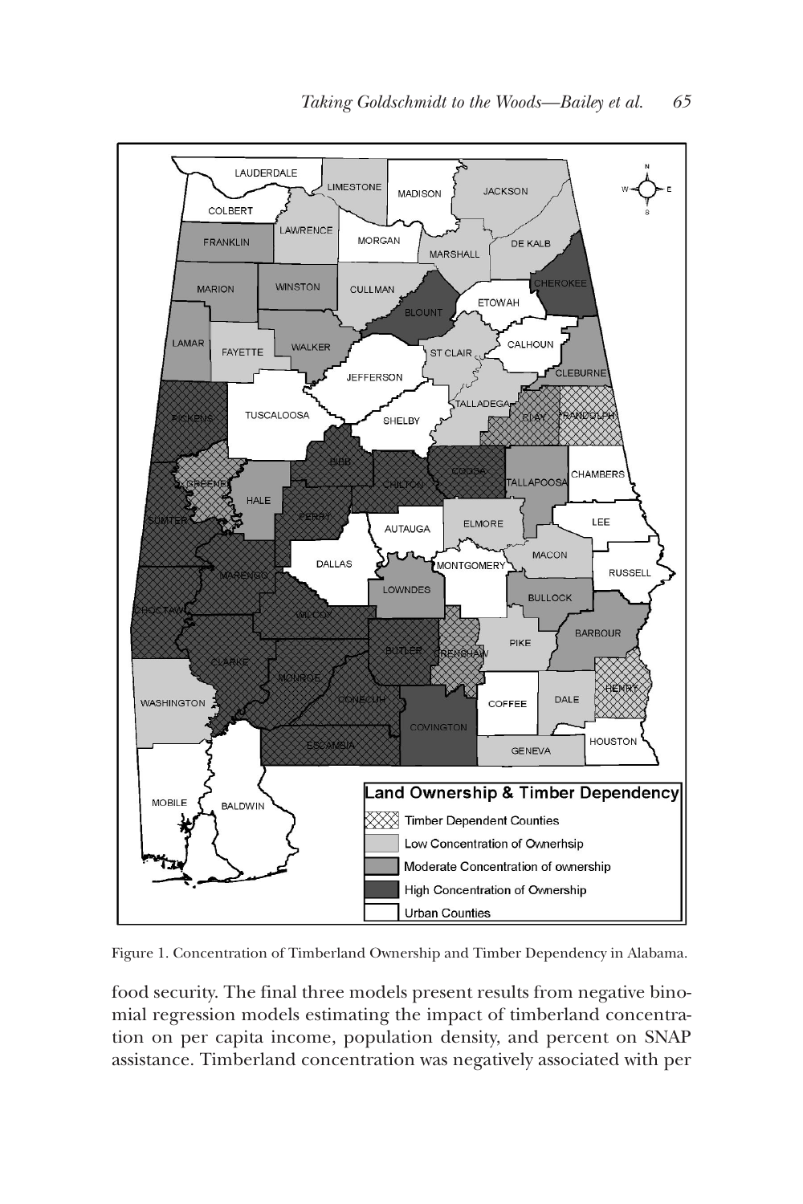Figure 1. Concentration of Timberland Ownership and Timber Dependency in Alabama.

food security. The final three models present results from negative binomial regression models estimating the impact of timberland concentration on per capita income, population density, and percent on SNAP assistance. Timberland concentration was negatively associated with per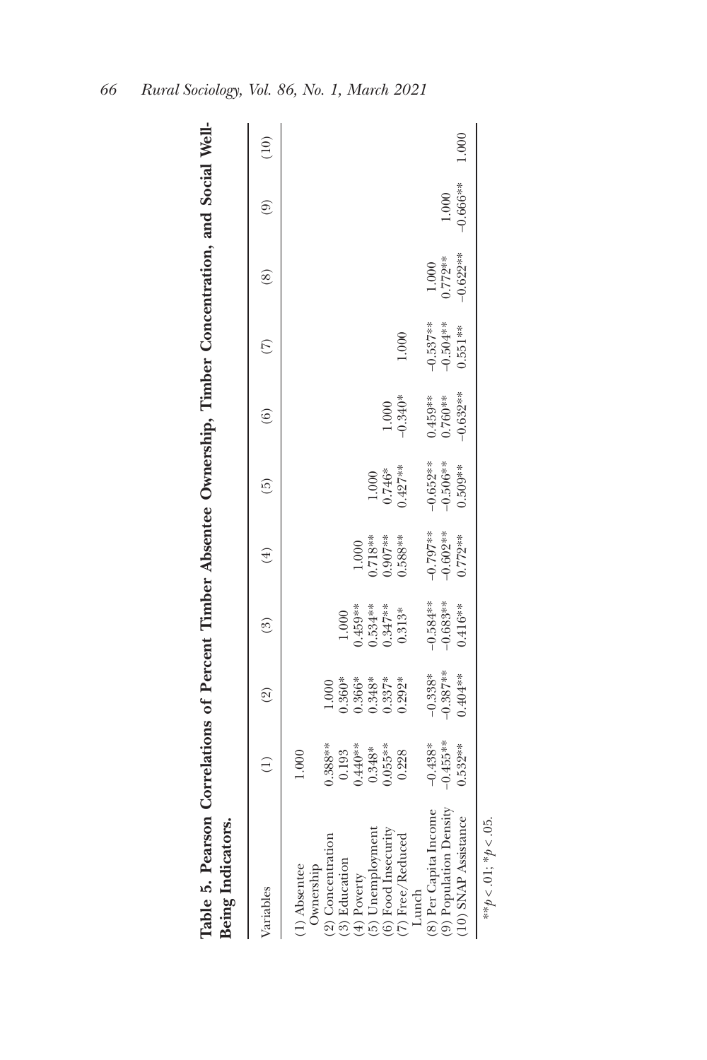**Table 5. Pearson Correlations of Percent Timber Absentee Ownership, Timber Concentration, and Social Well-Being Indicators.**

| Variables | (1) | (2) | (3) | (4) | (5) | (6) | (7) | (8) | (9) | (10) |
|---|---|---|---|---|---|---|---|---|---|---|
| (1) Absentee Ownership | 1.000 | | | | | | | | | |
| (2) Concentration | 0.388** | 1.000 | | | | | | | | |
| (3) Education | 0.193 | 0.360* | 1.000 | | | | | | | |
| (4) Poverty | 0.440** | 0.366* | 0.459** | 1.000 | | | | | | |
| (5) Unemployment | 0.348* | 0.348* | 0.534** | 0.718** | 1.000 | | | | | |
| (6) Food Insecurity | 0.055** | 0.337* | 0.347** | 0.907** | 0.746* | 1.000 | | | | |
| (7) Free/Reduced Lunch | 0.228 | 0.292* | 0.313* | 0.588** | 0.427** | −0.340* | 1.000 | | | |
| (8) Per Capita Income | −0.438* | −0.338* | −0.584** | −0.797** | −0.652** | 0.459** | −0.537** | 1.000 | | |
| (9) Population Density | −0.455** | −0.387** | −0.683** | −0.602** | −0.506** | 0.760** | −0.504** | 0.772** | 1.000 | |
| (10) SNAP Assistance | 0.532** | 0.404** | 0.416** | 0.772** | 0.509** | −0.632** | 0.551** | −0.622** | −0.666** | 1.000 |

**$p < .01$; *$p < .05$.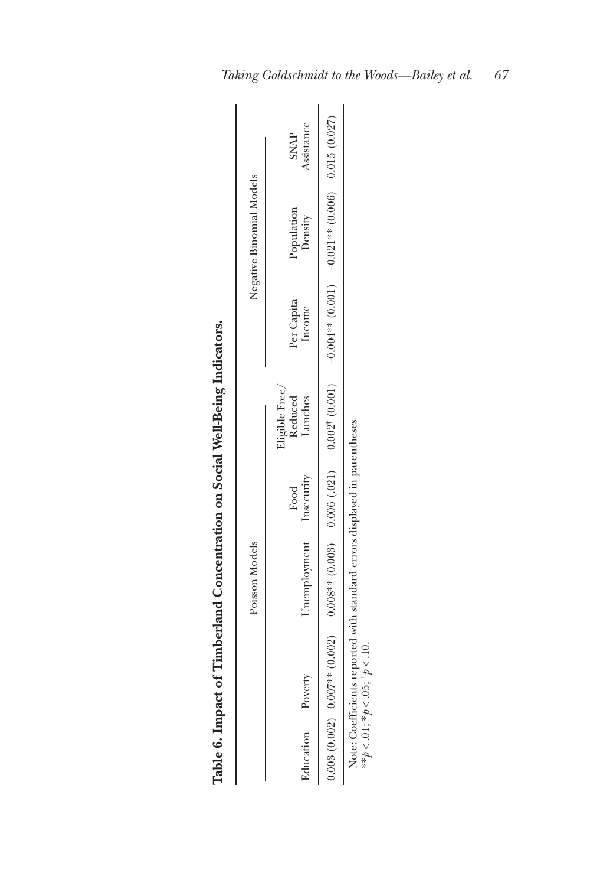**Table 6. Impact of Timberland Concentration on Social Well-Being Indicators.**

| Poisson Models | | | | | Negative Binomial Models | | |
|---|---|---|---|---|---|---|---|
| Education | Poverty | Unemployment | Food Insecurity | Eligible Free/ Reduced Lunches | Per Capita Income | Population Density | SNAP Assistance |
| 0.003 (0.002) | 0.007** (0.002) | 0.008** (0.003) | 0.006 (.021) | 0.002† (0.001) | −0.004** (0.001) | −0.021** (0.006) | 0.015 (0.027) |

Note: Coefficients reported with standard errors displayed in parentheses.
$^{**}p < .01$; $^{*}p < .05$; $^{\dagger}p < .10$.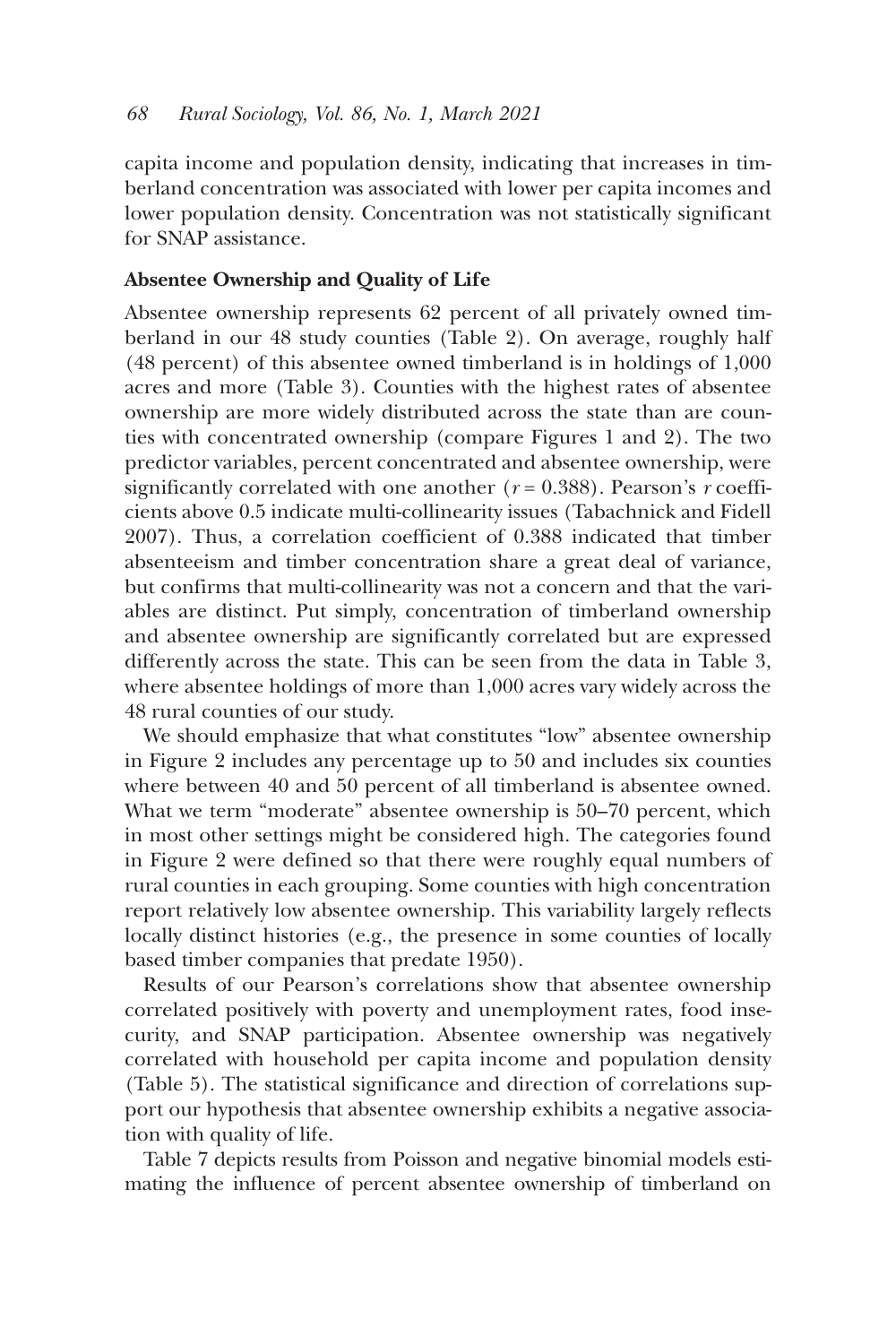capita income and population density, indicating that increases in timberland concentration was associated with lower per capita incomes and lower population density. Concentration was not statistically significant for SNAP assistance.

**Absentee Ownership and Quality of Life**

Absentee ownership represents 62 percent of all privately owned timberland in our 48 study counties (Table 2). On average, roughly half (48 percent) of this absentee owned timberland is in holdings of 1,000 acres and more (Table 3). Counties with the highest rates of absentee ownership are more widely distributed across the state than are counties with concentrated ownership (compare Figures 1 and 2). The two predictor variables, percent concentrated and absentee ownership, were significantly correlated with one another ($r = 0.388$). Pearson's $r$ coefficients above 0.5 indicate multi-collinearity issues (Tabachnick and Fidell 2007). Thus, a correlation coefficient of 0.388 indicated that timber absenteeism and timber concentration share a great deal of variance, but confirms that multi-collinearity was not a concern and that the variables are distinct. Put simply, concentration of timberland ownership and absentee ownership are significantly correlated but are expressed differently across the state. This can be seen from the data in Table 3, where absentee holdings of more than 1,000 acres vary widely across the 48 rural counties of our study.

We should emphasize that what constitutes "low" absentee ownership in Figure 2 includes any percentage up to 50 and includes six counties where between 40 and 50 percent of all timberland is absentee owned. What we term "moderate" absentee ownership is 50–70 percent, which in most other settings might be considered high. The categories found in Figure 2 were defined so that there were roughly equal numbers of rural counties in each grouping. Some counties with high concentration report relatively low absentee ownership. This variability largely reflects locally distinct histories (e.g., the presence in some counties of locally based timber companies that predate 1950).

Results of our Pearson's correlations show that absentee ownership correlated positively with poverty and unemployment rates, food insecurity, and SNAP participation. Absentee ownership was negatively correlated with household per capita income and population density (Table 5). The statistical significance and direction of correlations support our hypothesis that absentee ownership exhibits a negative association with quality of life.

Table 7 depicts results from Poisson and negative binomial models estimating the influence of percent absentee ownership of timberland on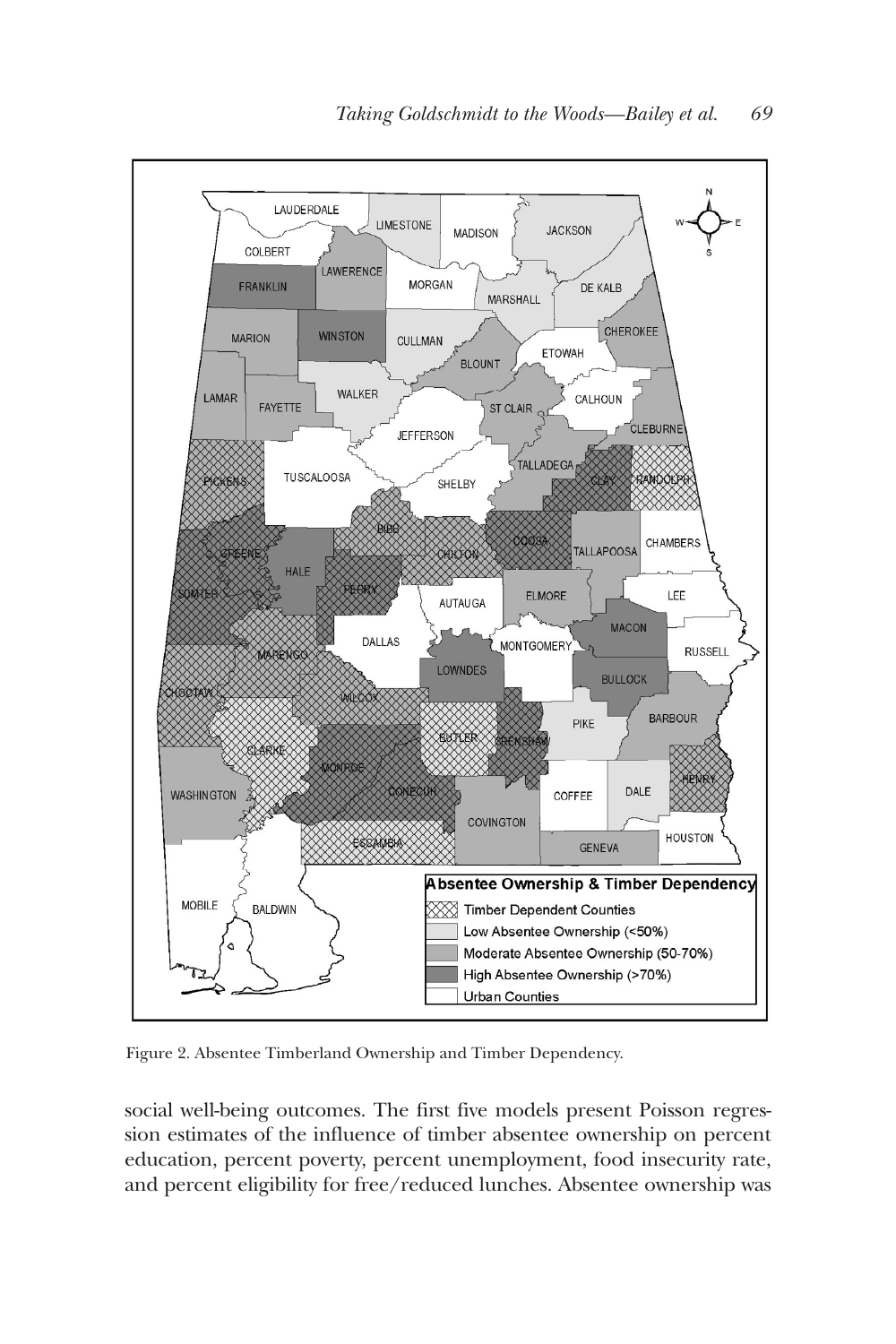Figure 2. Absentee Timberland Ownership and Timber Dependency.

social well-being outcomes. The first five models present Poisson regression estimates of the influence of timber absentee ownership on percent education, percent poverty, percent unemployment, food insecurity rate, and percent eligibility for free/reduced lunches. Absentee ownership was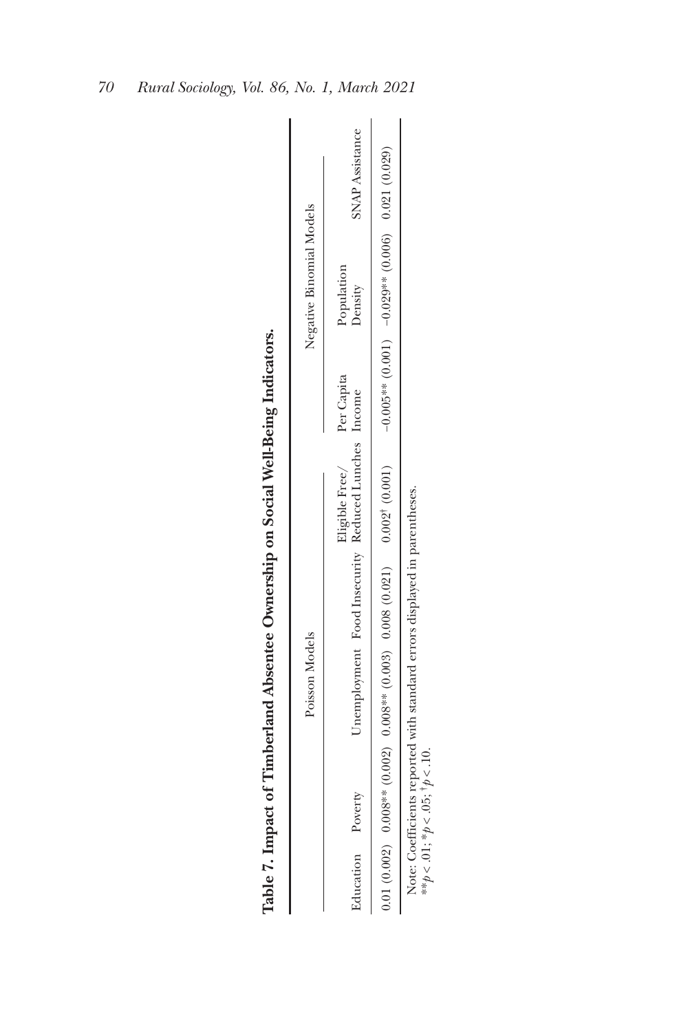**Table 7. Impact of Timberland Absentee Ownership on Social Well-Being Indicators.**

| Poisson Models | | | | | Negative Binomial Models | | |
|---|---|---|---|---|---|---|---|
| Education | Poverty | Unemployment | Food Insecurity | Eligible Free/ Reduced Lunches | Per Capita Income | Population Density | SNAP Assistance |
| 0.01 (0.002) | 0.008** (0.002) | 0.008** (0.003) | 0.008 (0.021) | 0.002† (0.001) | −0.005** (0.001) | −0.029** (0.006) | 0.021 (0.029) |

Note: Coefficients reported with standard errors displayed in parentheses.
$^{**}p < .01$; $^{*}p < .05$; $^{†}p < .10$.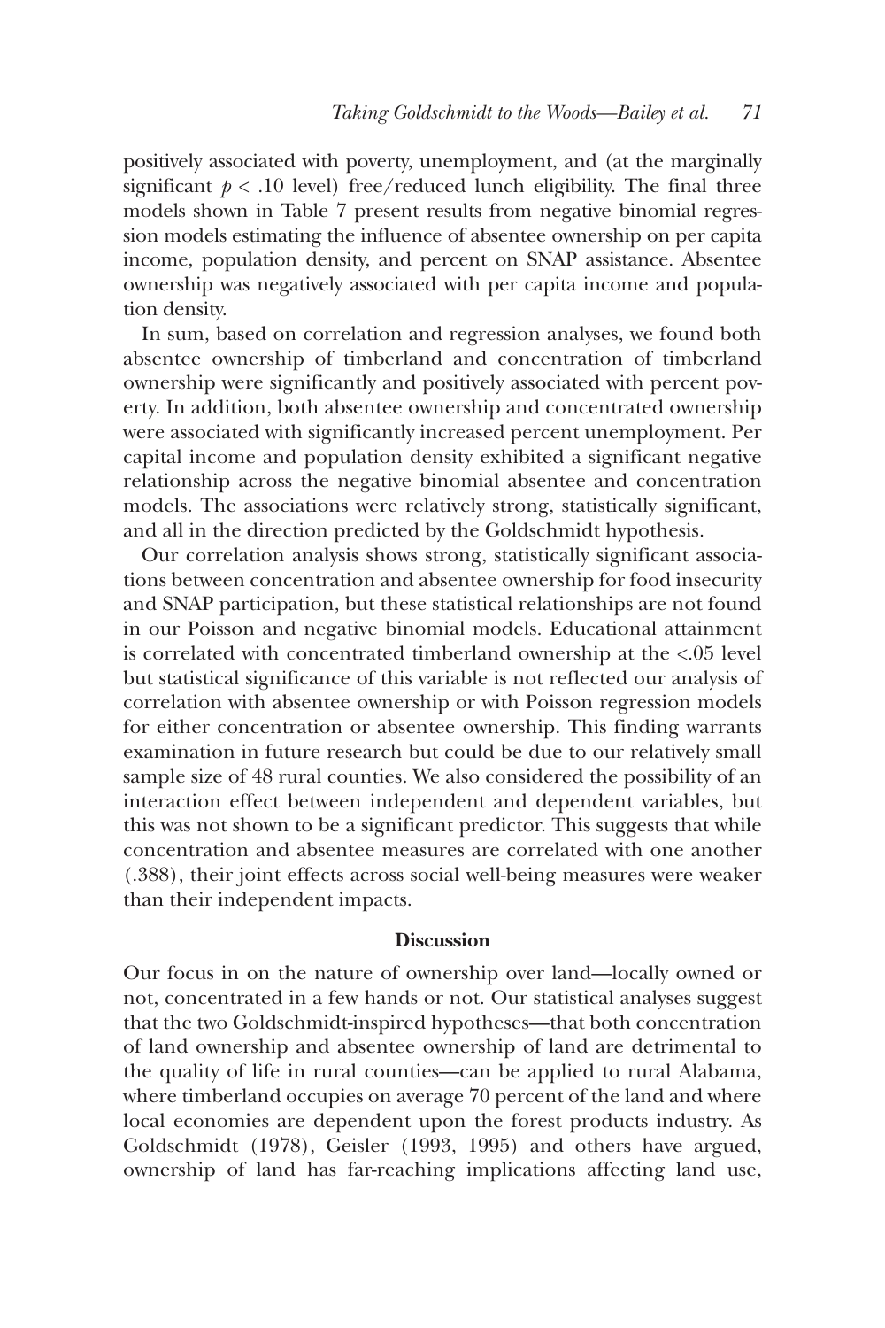positively associated with poverty, unemployment, and (at the marginally significant $p < .10$ level) free/reduced lunch eligibility. The final three models shown in Table 7 present results from negative binomial regression models estimating the influence of absentee ownership on per capita income, population density, and percent on SNAP assistance. Absentee ownership was negatively associated with per capita income and population density.

In sum, based on correlation and regression analyses, we found both absentee ownership of timberland and concentration of timberland ownership were significantly and positively associated with percent poverty. In addition, both absentee ownership and concentrated ownership were associated with significantly increased percent unemployment. Per capital income and population density exhibited a significant negative relationship across the negative binomial absentee and concentration models. The associations were relatively strong, statistically significant, and all in the direction predicted by the Goldschmidt hypothesis.

Our correlation analysis shows strong, statistically significant associations between concentration and absentee ownership for food insecurity and SNAP participation, but these statistical relationships are not found in our Poisson and negative binomial models. Educational attainment is correlated with concentrated timberland ownership at the <.05 level but statistical significance of this variable is not reflected our analysis of correlation with absentee ownership or with Poisson regression models for either concentration or absentee ownership. This finding warrants examination in future research but could be due to our relatively small sample size of 48 rural counties. We also considered the possibility of an interaction effect between independent and dependent variables, but this was not shown to be a significant predictor. This suggests that while concentration and absentee measures are correlated with one another (.388), their joint effects across social well-being measures were weaker than their independent impacts.

## Discussion

Our focus in on the nature of ownership over land—locally owned or not, concentrated in a few hands or not. Our statistical analyses suggest that the two Goldschmidt-inspired hypotheses—that both concentration of land ownership and absentee ownership of land are detrimental to the quality of life in rural counties—can be applied to rural Alabama, where timberland occupies on average 70 percent of the land and where local economies are dependent upon the forest products industry. As Goldschmidt (1978), Geisler (1993, 1995) and others have argued, ownership of land has far-reaching implications affecting land use,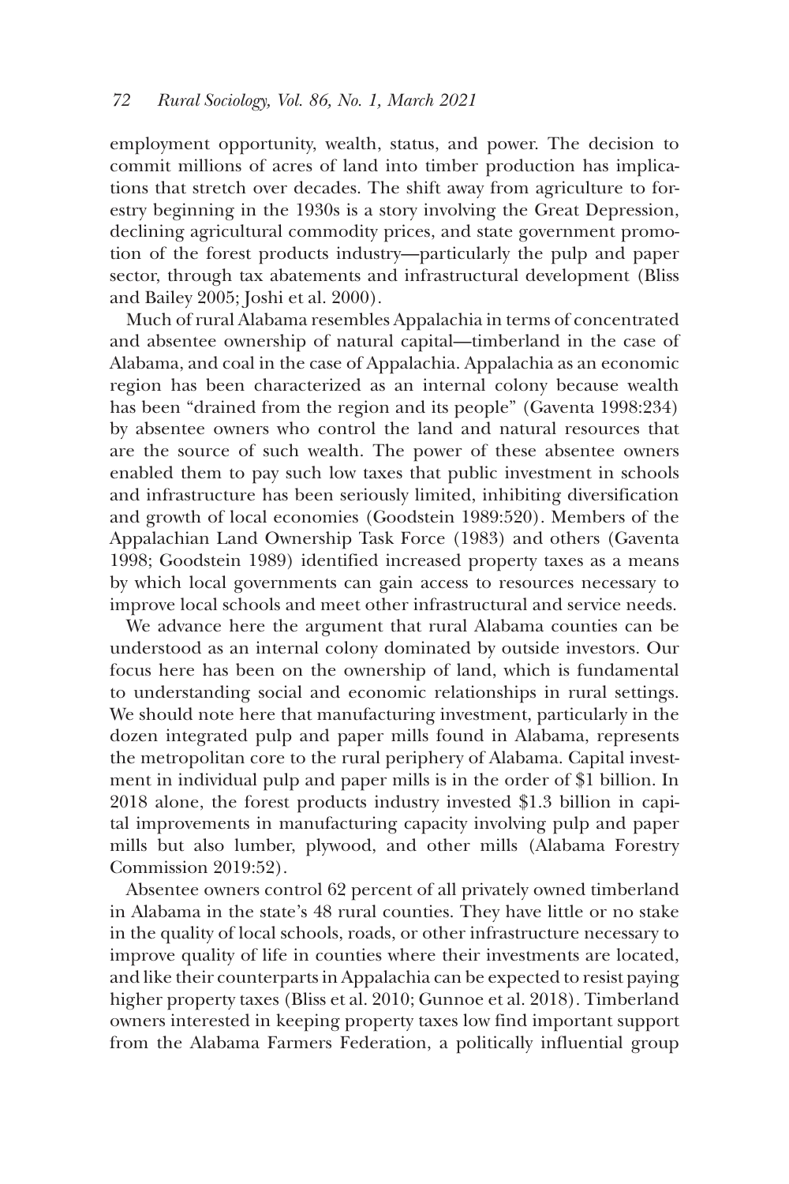employment opportunity, wealth, status, and power. The decision to commit millions of acres of land into timber production has implications that stretch over decades. The shift away from agriculture to forestry beginning in the 1930s is a story involving the Great Depression, declining agricultural commodity prices, and state government promotion of the forest products industry—particularly the pulp and paper sector, through tax abatements and infrastructural development (Bliss and Bailey 2005; Joshi et al. 2000).

Much of rural Alabama resembles Appalachia in terms of concentrated and absentee ownership of natural capital—timberland in the case of Alabama, and coal in the case of Appalachia. Appalachia as an economic region has been characterized as an internal colony because wealth has been "drained from the region and its people" (Gaventa 1998:234) by absentee owners who control the land and natural resources that are the source of such wealth. The power of these absentee owners enabled them to pay such low taxes that public investment in schools and infrastructure has been seriously limited, inhibiting diversification and growth of local economies (Goodstein 1989:520). Members of the Appalachian Land Ownership Task Force (1983) and others (Gaventa 1998; Goodstein 1989) identified increased property taxes as a means by which local governments can gain access to resources necessary to improve local schools and meet other infrastructural and service needs.

We advance here the argument that rural Alabama counties can be understood as an internal colony dominated by outside investors. Our focus here has been on the ownership of land, which is fundamental to understanding social and economic relationships in rural settings. We should note here that manufacturing investment, particularly in the dozen integrated pulp and paper mills found in Alabama, represents the metropolitan core to the rural periphery of Alabama. Capital investment in individual pulp and paper mills is in the order of $1 billion. In 2018 alone, the forest products industry invested $1.3 billion in capital improvements in manufacturing capacity involving pulp and paper mills but also lumber, plywood, and other mills (Alabama Forestry Commission 2019:52).

Absentee owners control 62 percent of all privately owned timberland in Alabama in the state's 48 rural counties. They have little or no stake in the quality of local schools, roads, or other infrastructure necessary to improve quality of life in counties where their investments are located, and like their counterparts in Appalachia can be expected to resist paying higher property taxes (Bliss et al. 2010; Gunnoe et al. 2018). Timberland owners interested in keeping property taxes low find important support from the Alabama Farmers Federation, a politically influential group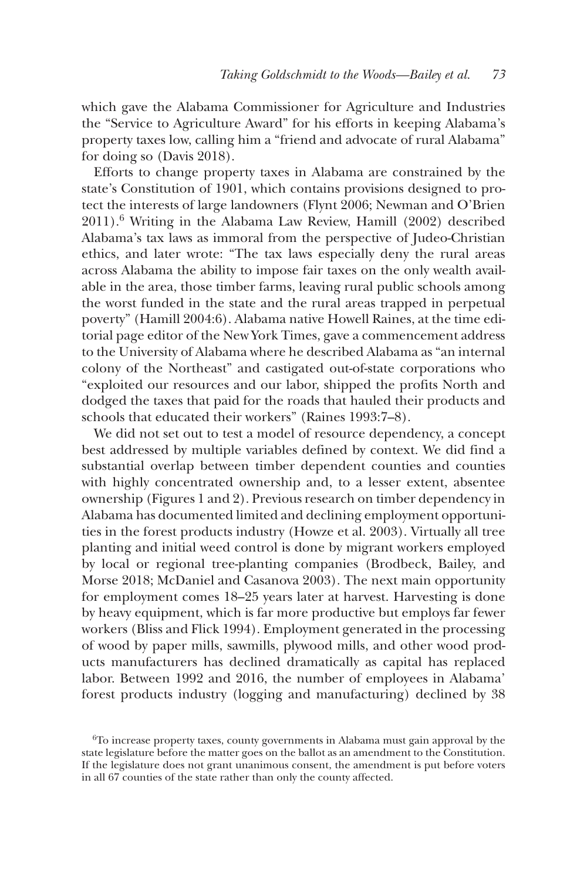which gave the Alabama Commissioner for Agriculture and Industries the "Service to Agriculture Award" for his efforts in keeping Alabama's property taxes low, calling him a "friend and advocate of rural Alabama" for doing so (Davis 2018).

Efforts to change property taxes in Alabama are constrained by the state's Constitution of 1901, which contains provisions designed to protect the interests of large landowners (Flynt 2006; Newman and O'Brien 2011).[6] Writing in the Alabama Law Review, Hamill (2002) described Alabama's tax laws as immoral from the perspective of Judeo-Christian ethics, and later wrote: "The tax laws especially deny the rural areas across Alabama the ability to impose fair taxes on the only wealth available in the area, those timber farms, leaving rural public schools among the worst funded in the state and the rural areas trapped in perpetual poverty" (Hamill 2004:6). Alabama native Howell Raines, at the time editorial page editor of the New York Times, gave a commencement address to the University of Alabama where he described Alabama as "an internal colony of the Northeast" and castigated out-of-state corporations who "exploited our resources and our labor, shipped the profits North and dodged the taxes that paid for the roads that hauled their products and schools that educated their workers" (Raines 1993:7–8).

We did not set out to test a model of resource dependency, a concept best addressed by multiple variables defined by context. We did find a substantial overlap between timber dependent counties and counties with highly concentrated ownership and, to a lesser extent, absentee ownership (Figures 1 and 2). Previous research on timber dependency in Alabama has documented limited and declining employment opportunities in the forest products industry (Howze et al. 2003). Virtually all tree planting and initial weed control is done by migrant workers employed by local or regional tree-planting companies (Brodbeck, Bailey, and Morse 2018; McDaniel and Casanova 2003). The next main opportunity for employment comes 18–25 years later at harvest. Harvesting is done by heavy equipment, which is far more productive but employs far fewer workers (Bliss and Flick 1994). Employment generated in the processing of wood by paper mills, sawmills, plywood mills, and other wood products manufacturers has declined dramatically as capital has replaced labor. Between 1992 and 2016, the number of employees in Alabama' forest products industry (logging and manufacturing) declined by 38

[6]To increase property taxes, county governments in Alabama must gain approval by the state legislature before the matter goes on the ballot as an amendment to the Constitution. If the legislature does not grant unanimous consent, the amendment is put before voters in all 67 counties of the state rather than only the county affected.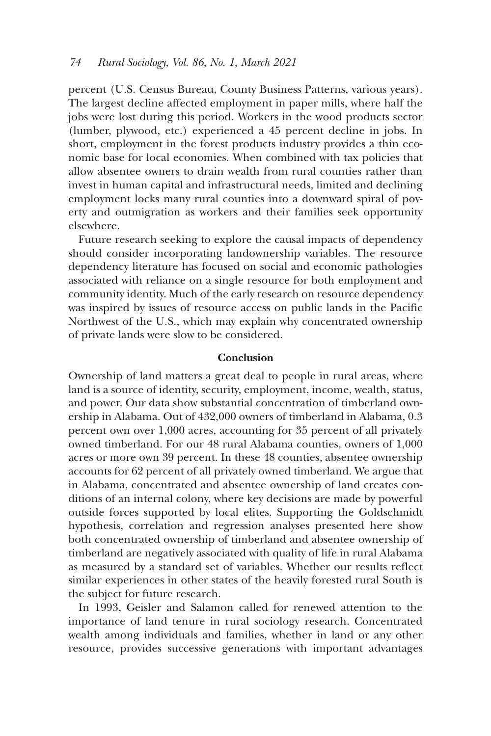percent (U.S. Census Bureau, County Business Patterns, various years). The largest decline affected employment in paper mills, where half the jobs were lost during this period. Workers in the wood products sector (lumber, plywood, etc.) experienced a 45 percent decline in jobs. In short, employment in the forest products industry provides a thin economic base for local economies. When combined with tax policies that allow absentee owners to drain wealth from rural counties rather than invest in human capital and infrastructural needs, limited and declining employment locks many rural counties into a downward spiral of poverty and outmigration as workers and their families seek opportunity elsewhere.

Future research seeking to explore the causal impacts of dependency should consider incorporating landownership variables. The resource dependency literature has focused on social and economic pathologies associated with reliance on a single resource for both employment and community identity. Much of the early research on resource dependency was inspired by issues of resource access on public lands in the Pacific Northwest of the U.S., which may explain why concentrated ownership of private lands were slow to be considered.

## Conclusion

Ownership of land matters a great deal to people in rural areas, where land is a source of identity, security, employment, income, wealth, status, and power. Our data show substantial concentration of timberland ownership in Alabama. Out of 432,000 owners of timberland in Alabama, 0.3 percent own over 1,000 acres, accounting for 35 percent of all privately owned timberland. For our 48 rural Alabama counties, owners of 1,000 acres or more own 39 percent. In these 48 counties, absentee ownership accounts for 62 percent of all privately owned timberland. We argue that in Alabama, concentrated and absentee ownership of land creates conditions of an internal colony, where key decisions are made by powerful outside forces supported by local elites. Supporting the Goldschmidt hypothesis, correlation and regression analyses presented here show both concentrated ownership of timberland and absentee ownership of timberland are negatively associated with quality of life in rural Alabama as measured by a standard set of variables. Whether our results reflect similar experiences in other states of the heavily forested rural South is the subject for future research.

In 1993, Geisler and Salamon called for renewed attention to the importance of land tenure in rural sociology research. Concentrated wealth among individuals and families, whether in land or any other resource, provides successive generations with important advantages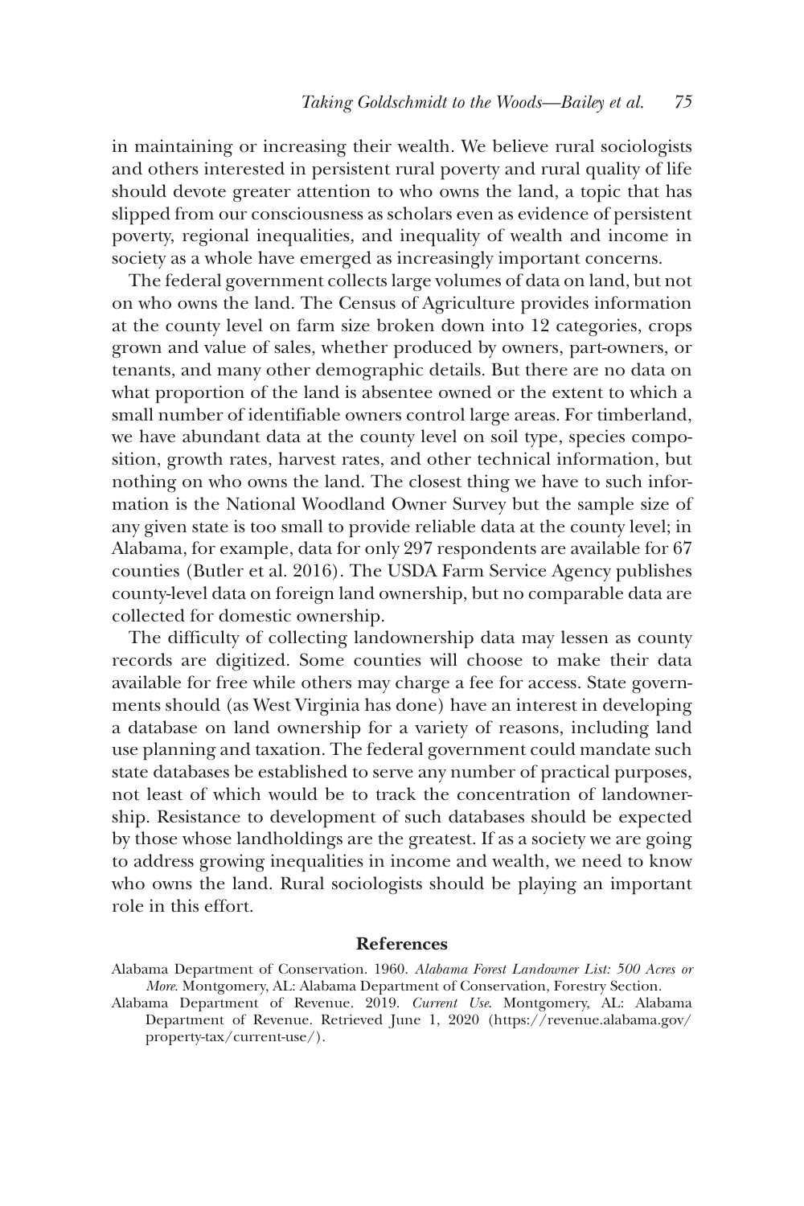in maintaining or increasing their wealth. We believe rural sociologists and others interested in persistent rural poverty and rural quality of life should devote greater attention to who owns the land, a topic that has slipped from our consciousness as scholars even as evidence of persistent poverty, regional inequalities, and inequality of wealth and income in society as a whole have emerged as increasingly important concerns.

The federal government collects large volumes of data on land, but not on who owns the land. The Census of Agriculture provides information at the county level on farm size broken down into 12 categories, crops grown and value of sales, whether produced by owners, part-owners, or tenants, and many other demographic details. But there are no data on what proportion of the land is absentee owned or the extent to which a small number of identifiable owners control large areas. For timberland, we have abundant data at the county level on soil type, species composition, growth rates, harvest rates, and other technical information, but nothing on who owns the land. The closest thing we have to such information is the National Woodland Owner Survey but the sample size of any given state is too small to provide reliable data at the county level; in Alabama, for example, data for only 297 respondents are available for 67 counties (Butler et al. 2016). The USDA Farm Service Agency publishes county-level data on foreign land ownership, but no comparable data are collected for domestic ownership.

The difficulty of collecting landownership data may lessen as county records are digitized. Some counties will choose to make their data available for free while others may charge a fee for access. State governments should (as West Virginia has done) have an interest in developing a database on land ownership for a variety of reasons, including land use planning and taxation. The federal government could mandate such state databases be established to serve any number of practical purposes, not least of which would be to track the concentration of landownership. Resistance to development of such databases should be expected by those whose landholdings are the greatest. If as a society we are going to address growing inequalities in income and wealth, we need to know who owns the land. Rural sociologists should be playing an important role in this effort.

## References

Alabama Department of Conservation. 1960. *Alabama Forest Landowner List: 500 Acres or More*. Montgomery, AL: Alabama Department of Conservation, Forestry Section.

Alabama Department of Revenue. 2019. *Current Use*. Montgomery, AL: Alabama Department of Revenue. Retrieved June 1, 2020 (https://revenue.alabama.gov/property-tax/current-use/).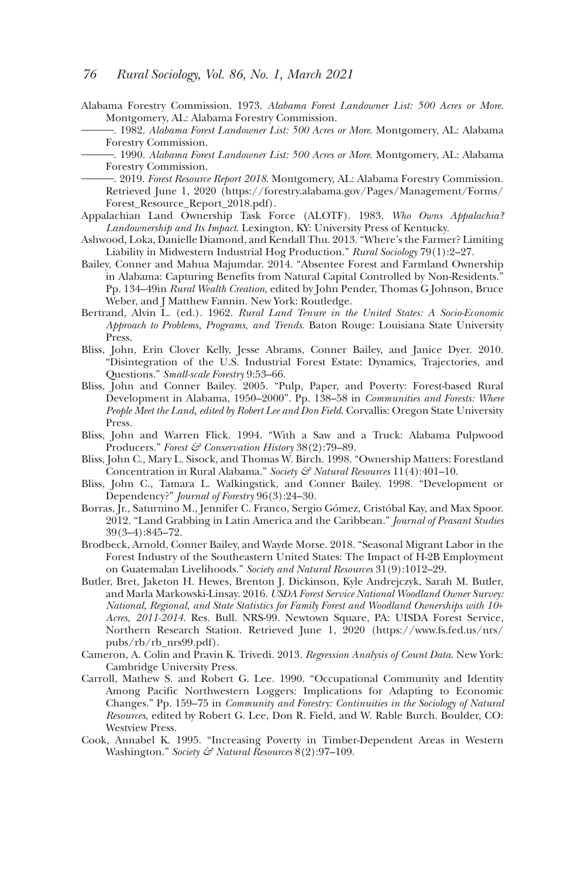Alabama Forestry Commission. 1973. *Alabama Forest Landowner List: 500 Acres or More*. Montgomery, AL: Alabama Forestry Commission.

———. 1982. *Alabama Forest Landowner List: 500 Acres or More*. Montgomery, AL: Alabama Forestry Commission.

———. 1990. *Alabama Forest Landowner List: 500 Acres or More*. Montgomery, AL: Alabama Forestry Commission.

———. 2019. *Forest Resource Report 2018*. Montgomery, AL: Alabama Forestry Commission. Retrieved June 1, 2020 (https://forestry.alabama.gov/Pages/Management/Forms/Forest_Resource_Report_2018.pdf).

Appalachian Land Ownership Task Force (ALOTF). 1983. *Who Owns Appalachia? Landownership and Its Impact*. Lexington, KY: University Press of Kentucky.

Ashwood, Loka, Danielle Diamond, and Kendall Thu. 2013. "Where's the Farmer? Limiting Liability in Midwestern Industrial Hog Production." *Rural Sociology* 79(1):2–27.

Bailey, Conner and Mahua Majumdar. 2014. "Absentee Forest and Farmland Ownership in Alabama: Capturing Benefits from Natural Capital Controlled by Non-Residents." Pp. 134–49in *Rural Wealth Creation*, edited by John Pender, Thomas G Johnson, Bruce Weber, and J Matthew Fannin. New York: Routledge.

Bertrand, Alvin L. (ed.). 1962. *Rural Land Tenure in the United States: A Socio-Economic Approach to Problems, Programs, and Trends*. Baton Rouge: Louisiana State University Press.

Bliss, John, Erin Clover Kelly, Jesse Abrams, Conner Bailey, and Janice Dyer. 2010. "Disintegration of the U.S. Industrial Forest Estate: Dynamics, Trajectories, and Questions." *Small-scale Forestry* 9:53–66.

Bliss, John and Conner Bailey. 2005. "Pulp, Paper, and Poverty: Forest-based Rural Development in Alabama, 1950–2000". Pp. 138–58 in *Communities and Forests: Where People Meet the Land, edited by Robert Lee and Don Field*. Corvallis: Oregon State University Press.

Bliss, John and Warren Flick. 1994. "With a Saw and a Truck: Alabama Pulpwood Producers." *Forest & Conservation History* 38(2):79–89.

Bliss, John C., Mary L. Sisock, and Thomas W. Birch. 1998. "Ownership Matters: Forestland Concentration in Rural Alabama." *Society & Natural Resources* 11(4):401–10.

Bliss, John C., Tamara L. Walkingstick, and Conner Bailey. 1998. "Development or Dependency?" *Journal of Forestry* 96(3):24–30.

Borras, Jr., Saturnino M., Jennifer C. Franco, Sergio Gómez, Cristóbal Kay, and Max Spoor. 2012. "Land Grabbing in Latin America and the Caribbean." *Journal of Peasant Studies* 39(3–4):845–72.

Brodbeck, Arnold, Conner Bailey, and Wayde Morse. 2018. "Seasonal Migrant Labor in the Forest Industry of the Southeastern United States: The Impact of H-2B Employment on Guatemalan Livelihoods." *Society and Natural Resources* 31(9):1012–29.

Butler, Bret, Jaketon H. Hewes, Brenton J. Dickinson, Kyle Andrejczyk, Sarah M. Butler, and Marla Markowski-Linsay. 2016. *USDA Forest Service National Woodland Owner Survey: National, Regional, and State Statistics for Family Forest and Woodland Ownerships with 10+ Acres, 2011-2014*. Res. Bull. NRS-99. Newtown Square, PA: UISDA Forest Service, Northern Research Station. Retrieved June 1, 2020 (https://www.fs.fed.us/nrs/pubs/rb/rb_nrs99.pdf).

Cameron, A. Colin and Pravin K. Trivedi. 2013. *Regression Analysis of Count Data*. New York: Cambridge University Press.

Carroll, Mathew S. and Robert G. Lee. 1990. "Occupational Community and Identity Among Pacific Northwestern Loggers: Implications for Adapting to Economic Changes." Pp. 159–75 in *Community and Forestry: Continuities in the Sociology of Natural Resources*, edited by Robert G. Lee, Don R. Field, and W. Rable Burch. Boulder, CO: Westview Press.

Cook, Annabel K. 1995. "Increasing Poverty in Timber-Dependent Areas in Western Washington." *Society & Natural Resources* 8(2):97–109.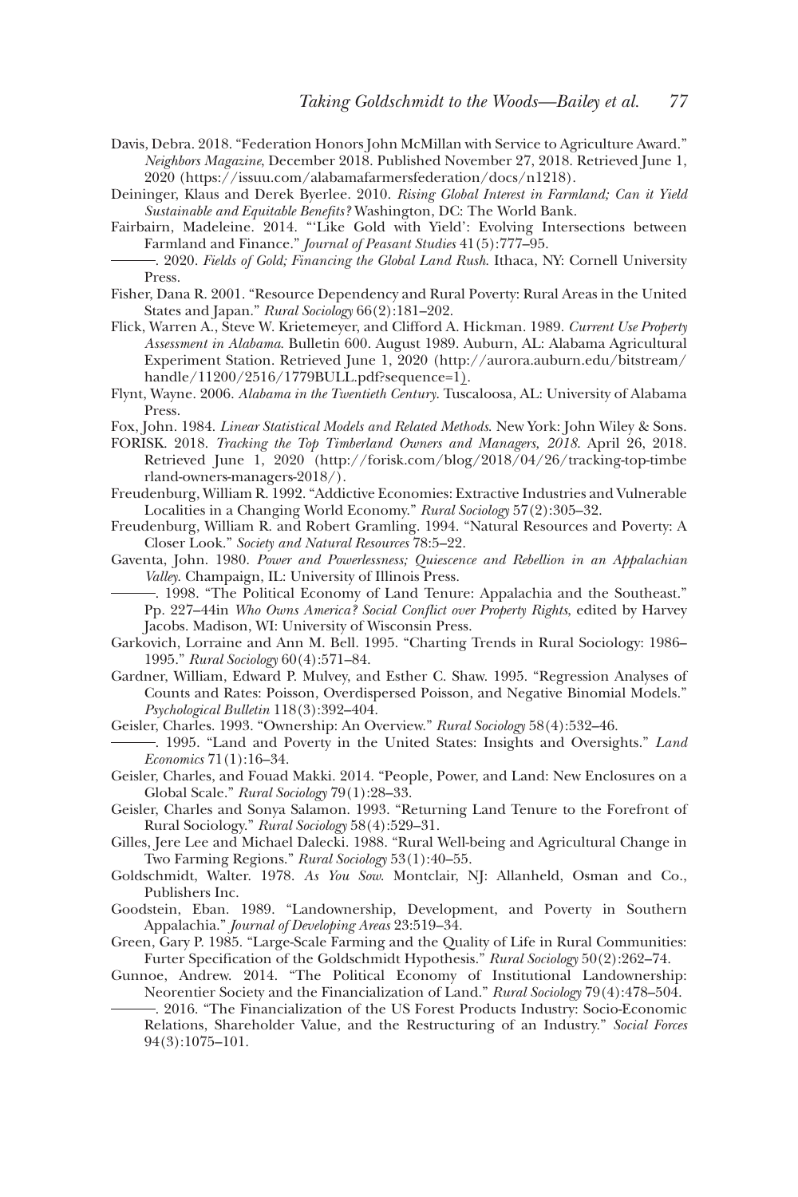Davis, Debra. 2018. "Federation Honors John McMillan with Service to Agriculture Award." *Neighbors Magazine*, December 2018. Published November 27, 2018. Retrieved June 1, 2020 (https://issuu.com/alabamafarmersfederation/docs/n1218).

Deininger, Klaus and Derek Byerlee. 2010. *Rising Global Interest in Farmland; Can it Yield Sustainable and Equitable Benefits?* Washington, DC: The World Bank.

Fairbairn, Madeleine. 2014. "'Like Gold with Yield': Evolving Intersections between Farmland and Finance." *Journal of Peasant Studies* 41(5):777–95.

———. 2020. *Fields of Gold; Financing the Global Land Rush*. Ithaca, NY: Cornell University Press.

Fisher, Dana R. 2001. "Resource Dependency and Rural Poverty: Rural Areas in the United States and Japan." *Rural Sociology* 66(2):181–202.

Flick, Warren A., Steve W. Krietemeyer, and Clifford A. Hickman. 1989. *Current Use Property Assessment in Alabama*. Bulletin 600. August 1989. Auburn, AL: Alabama Agricultural Experiment Station. Retrieved June 1, 2020 (http://aurora.auburn.edu/bitstream/handle/11200/2516/1779BULL.pdf?sequence=1).

Flynt, Wayne. 2006. *Alabama in the Twentieth Century*. Tuscaloosa, AL: University of Alabama Press.

Fox, John. 1984. *Linear Statistical Models and Related Methods*. New York: John Wiley & Sons.

FORISK. 2018. *Tracking the Top Timberland Owners and Managers, 2018*. April 26, 2018. Retrieved June 1, 2020 (http://forisk.com/blog/2018/04/26/tracking-top-timberland-owners-managers-2018/).

Freudenburg, William R. 1992. "Addictive Economies: Extractive Industries and Vulnerable Localities in a Changing World Economy." *Rural Sociology* 57(2):305–32.

Freudenburg, William R. and Robert Gramling. 1994. "Natural Resources and Poverty: A Closer Look." *Society and Natural Resources* 78:5–22.

Gaventa, John. 1980. *Power and Powerlessness; Quiescence and Rebellion in an Appalachian Valley*. Champaign, IL: University of Illinois Press.

———. 1998. "The Political Economy of Land Tenure: Appalachia and the Southeast." Pp. 227–44in *Who Owns America? Social Conflict over Property Rights*, edited by Harvey Jacobs. Madison, WI: University of Wisconsin Press.

Garkovich, Lorraine and Ann M. Bell. 1995. "Charting Trends in Rural Sociology: 1986–1995." *Rural Sociology* 60(4):571–84.

Gardner, William, Edward P. Mulvey, and Esther C. Shaw. 1995. "Regression Analyses of Counts and Rates: Poisson, Overdispersed Poisson, and Negative Binomial Models." *Psychological Bulletin* 118(3):392–404.

Geisler, Charles. 1993. "Ownership: An Overview." *Rural Sociology* 58(4):532–46.

———. 1995. "Land and Poverty in the United States: Insights and Oversights." *Land Economics* 71(1):16–34.

Geisler, Charles, and Fouad Makki. 2014. "People, Power, and Land: New Enclosures on a Global Scale." *Rural Sociology* 79(1):28–33.

Geisler, Charles and Sonya Salamon. 1993. "Returning Land Tenure to the Forefront of Rural Sociology." *Rural Sociology* 58(4):529–31.

Gilles, Jere Lee and Michael Dalecki. 1988. "Rural Well-being and Agricultural Change in Two Farming Regions." *Rural Sociology* 53(1):40–55.

Goldschmidt, Walter. 1978. *As You Sow*. Montclair, NJ: Allanheld, Osman and Co., Publishers Inc.

Goodstein, Eban. 1989. "Landownership, Development, and Poverty in Southern Appalachia." *Journal of Developing Areas* 23:519–34.

Green, Gary P. 1985. "Large-Scale Farming and the Quality of Life in Rural Communities: Furter Specification of the Goldschmidt Hypothesis." *Rural Sociology* 50(2):262–74.

Gunnoe, Andrew. 2014. "The Political Economy of Institutional Landownership: Neorentier Society and the Financialization of Land." *Rural Sociology* 79(4):478–504.

———. 2016. "The Financialization of the US Forest Products Industry: Socio-Economic Relations, Shareholder Value, and the Restructuring of an Industry." *Social Forces* 94(3):1075–101.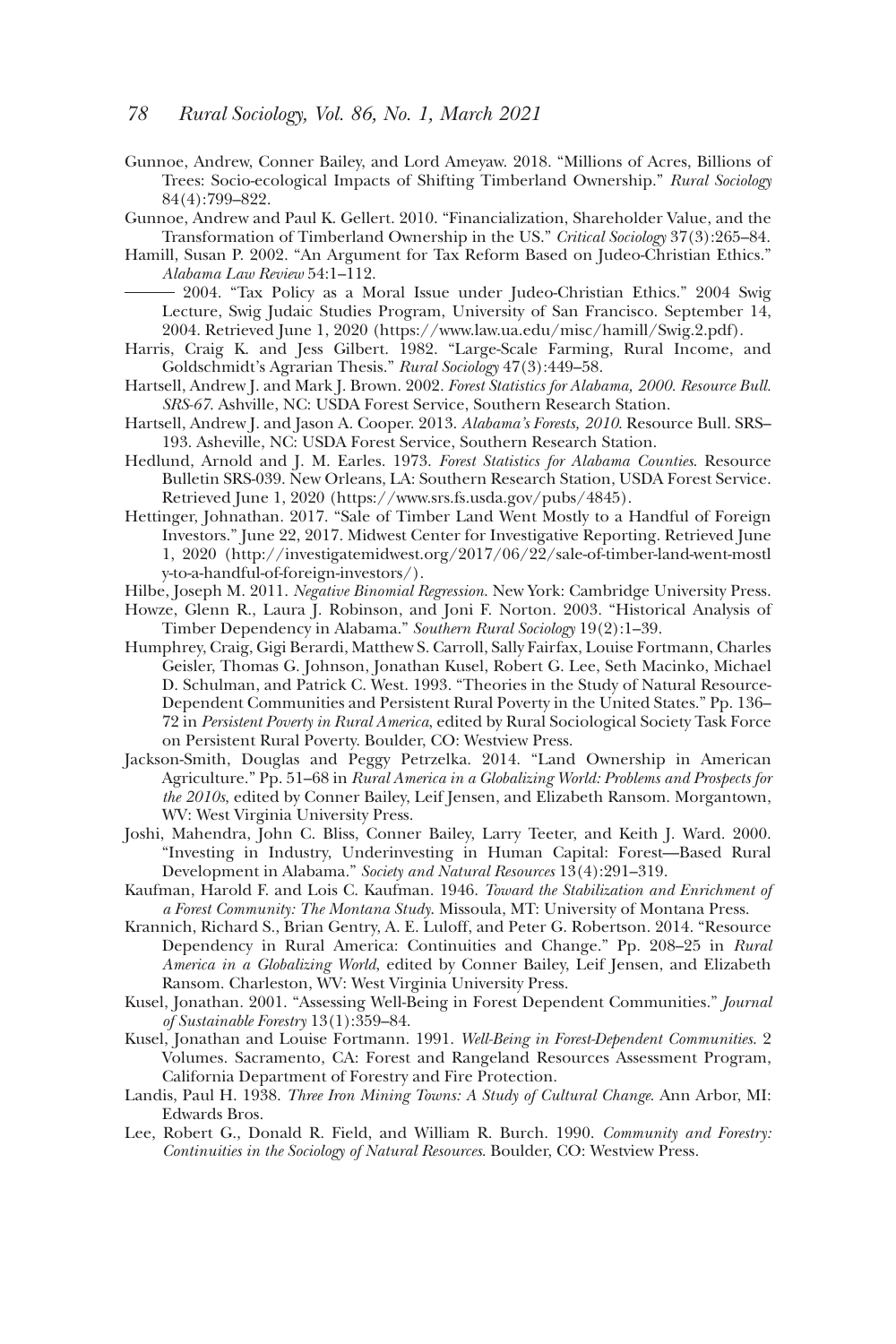Gunnoe, Andrew, Conner Bailey, and Lord Ameyaw. 2018. "Millions of Acres, Billions of Trees: Socio-ecological Impacts of Shifting Timberland Ownership." *Rural Sociology* 84(4):799–822.

Gunnoe, Andrew and Paul K. Gellert. 2010. "Financialization, Shareholder Value, and the Transformation of Timberland Ownership in the US." *Critical Sociology* 37(3):265–84.

Hamill, Susan P. 2002. "An Argument for Tax Reform Based on Judeo-Christian Ethics." *Alabama Law Review* 54:1–112.

——— 2004. "Tax Policy as a Moral Issue under Judeo-Christian Ethics." 2004 Swig Lecture, Swig Judaic Studies Program, University of San Francisco. September 14, 2004. Retrieved June 1, 2020 (https://www.law.ua.edu/misc/hamill/Swig.2.pdf).

Harris, Craig K. and Jess Gilbert. 1982. "Large-Scale Farming, Rural Income, and Goldschmidt's Agrarian Thesis." *Rural Sociology* 47(3):449–58.

Hartsell, Andrew J. and Mark J. Brown. 2002. *Forest Statistics for Alabama, 2000. Resource Bull. SRS-67*. Ashville, NC: USDA Forest Service, Southern Research Station.

Hartsell, Andrew J. and Jason A. Cooper. 2013. *Alabama's Forests, 2010*. Resource Bull. SRS–193. Asheville, NC: USDA Forest Service, Southern Research Station.

Hedlund, Arnold and J. M. Earles. 1973. *Forest Statistics for Alabama Counties*. Resource Bulletin SRS-039. New Orleans, LA: Southern Research Station, USDA Forest Service. Retrieved June 1, 2020 (https://www.srs.fs.usda.gov/pubs/4845).

Hettinger, Johnathan. 2017. "Sale of Timber Land Went Mostly to a Handful of Foreign Investors." June 22, 2017. Midwest Center for Investigative Reporting. Retrieved June 1, 2020 (http://investigatemidwest.org/2017/06/22/sale-of-timber-land-went-mostly-to-a-handful-of-foreign-investors/).

Hilbe, Joseph M. 2011. *Negative Binomial Regression*. New York: Cambridge University Press.

Howze, Glenn R., Laura J. Robinson, and Joni F. Norton. 2003. "Historical Analysis of Timber Dependency in Alabama." *Southern Rural Sociology* 19(2):1–39.

Humphrey, Craig, Gigi Berardi, Matthew S. Carroll, Sally Fairfax, Louise Fortmann, Charles Geisler, Thomas G. Johnson, Jonathan Kusel, Robert G. Lee, Seth Macinko, Michael D. Schulman, and Patrick C. West. 1993. "Theories in the Study of Natural Resource-Dependent Communities and Persistent Rural Poverty in the United States." Pp. 136–72 in *Persistent Poverty in Rural America*, edited by Rural Sociological Society Task Force on Persistent Rural Poverty. Boulder, CO: Westview Press.

Jackson-Smith, Douglas and Peggy Petrzelka. 2014. "Land Ownership in American Agriculture." Pp. 51–68 in *Rural America in a Globalizing World: Problems and Prospects for the 2010s*, edited by Conner Bailey, Leif Jensen, and Elizabeth Ransom. Morgantown, WV: West Virginia University Press.

Joshi, Mahendra, John C. Bliss, Conner Bailey, Larry Teeter, and Keith J. Ward. 2000. "Investing in Industry, Underinvesting in Human Capital: Forest—Based Rural Development in Alabama." *Society and Natural Resources* 13(4):291–319.

Kaufman, Harold F. and Lois C. Kaufman. 1946. *Toward the Stabilization and Enrichment of a Forest Community: The Montana Study*. Missoula, MT: University of Montana Press.

Krannich, Richard S., Brian Gentry, A. E. Luloff, and Peter G. Robertson. 2014. "Resource Dependency in Rural America: Continuities and Change." Pp. 208–25 in *Rural America in a Globalizing World*, edited by Conner Bailey, Leif Jensen, and Elizabeth Ransom. Charleston, WV: West Virginia University Press.

Kusel, Jonathan. 2001. "Assessing Well-Being in Forest Dependent Communities." *Journal of Sustainable Forestry* 13(1):359–84.

Kusel, Jonathan and Louise Fortmann. 1991. *Well-Being in Forest-Dependent Communities*. 2 Volumes. Sacramento, CA: Forest and Rangeland Resources Assessment Program, California Department of Forestry and Fire Protection.

Landis, Paul H. 1938. *Three Iron Mining Towns: A Study of Cultural Change*. Ann Arbor, MI: Edwards Bros.

Lee, Robert G., Donald R. Field, and William R. Burch. 1990. *Community and Forestry: Continuities in the Sociology of Natural Resources*. Boulder, CO: Westview Press.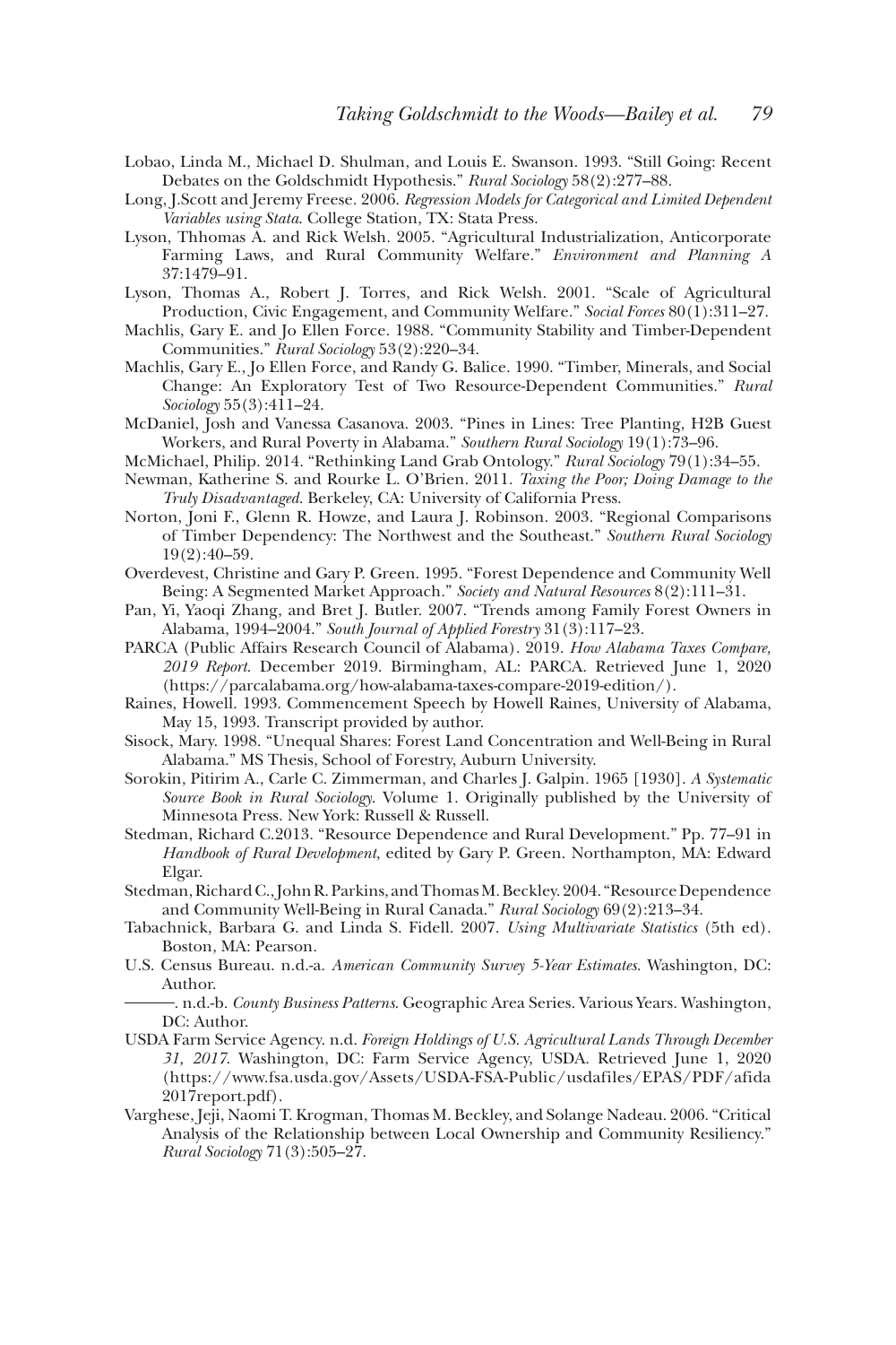Lobao, Linda M., Michael D. Shulman, and Louis E. Swanson. 1993. "Still Going: Recent Debates on the Goldschmidt Hypothesis." *Rural Sociology* 58(2):277–88.

Long, J.Scott and Jeremy Freese. 2006. *Regression Models for Categorical and Limited Dependent Variables using Stata*. College Station, TX: Stata Press.

Lyson, Thhomas A. and Rick Welsh. 2005. "Agricultural Industrialization, Anticorporate Farming Laws, and Rural Community Welfare." *Environment and Planning A* 37:1479–91.

Lyson, Thomas A., Robert J. Torres, and Rick Welsh. 2001. "Scale of Agricultural Production, Civic Engagement, and Community Welfare." *Social Forces* 80(1):311–27.

Machlis, Gary E. and Jo Ellen Force. 1988. "Community Stability and Timber-Dependent Communities." *Rural Sociology* 53(2):220–34.

Machlis, Gary E., Jo Ellen Force, and Randy G. Balice. 1990. "Timber, Minerals, and Social Change: An Exploratory Test of Two Resource-Dependent Communities." *Rural Sociology* 55(3):411–24.

McDaniel, Josh and Vanessa Casanova. 2003. "Pines in Lines: Tree Planting, H2B Guest Workers, and Rural Poverty in Alabama." *Southern Rural Sociology* 19(1):73–96.

McMichael, Philip. 2014. "Rethinking Land Grab Ontology." *Rural Sociology* 79(1):34–55.

Newman, Katherine S. and Rourke L. O'Brien. 2011. *Taxing the Poor; Doing Damage to the Truly Disadvantaged*. Berkeley, CA: University of California Press.

Norton, Joni F., Glenn R. Howze, and Laura J. Robinson. 2003. "Regional Comparisons of Timber Dependency: The Northwest and the Southeast." *Southern Rural Sociology* 19(2):40–59.

Overdevest, Christine and Gary P. Green. 1995. "Forest Dependence and Community Well Being: A Segmented Market Approach." *Society and Natural Resources* 8(2):111–31.

Pan, Yi, Yaoqi Zhang, and Bret J. Butler. 2007. "Trends among Family Forest Owners in Alabama, 1994–2004." *South Journal of Applied Forestry* 31(3):117–23.

PARCA (Public Affairs Research Council of Alabama). 2019. *How Alabama Taxes Compare, 2019 Report*. December 2019. Birmingham, AL: PARCA. Retrieved June 1, 2020 (https://parcalabama.org/how-alabama-taxes-compare-2019-edition/).

Raines, Howell. 1993. Commencement Speech by Howell Raines, University of Alabama, May 15, 1993. Transcript provided by author.

Sisock, Mary. 1998. "Unequal Shares: Forest Land Concentration and Well-Being in Rural Alabama." MS Thesis, School of Forestry, Auburn University.

Sorokin, Pitirim A., Carle C. Zimmerman, and Charles J. Galpin. 1965 [1930]. *A Systematic Source Book in Rural Sociology*. Volume 1. Originally published by the University of Minnesota Press. New York: Russell & Russell.

Stedman, Richard C.2013. "Resource Dependence and Rural Development." Pp. 77–91 in *Handbook of Rural Development*, edited by Gary P. Green. Northampton, MA: Edward Elgar.

Stedman, Richard C., John R. Parkins, and Thomas M. Beckley. 2004. "Resource Dependence and Community Well-Being in Rural Canada." *Rural Sociology* 69(2):213–34.

Tabachnick, Barbara G. and Linda S. Fidell. 2007. *Using Multivariate Statistics* (5th ed). Boston, MA: Pearson.

U.S. Census Bureau. n.d.-a. *American Community Survey 5-Year Estimates*. Washington, DC: Author.

———. n.d.-b. *County Business Patterns*. Geographic Area Series. Various Years. Washington, DC: Author.

USDA Farm Service Agency. n.d. *Foreign Holdings of U.S. Agricultural Lands Through December 31, 2017*. Washington, DC: Farm Service Agency, USDA. Retrieved June 1, 2020 (https://www.fsa.usda.gov/Assets/USDA-FSA-Public/usdafiles/EPAS/PDF/afida 2017report.pdf).

Varghese, Jeji, Naomi T. Krogman, Thomas M. Beckley, and Solange Nadeau. 2006. "Critical Analysis of the Relationship between Local Ownership and Community Resiliency." *Rural Sociology* 71(3):505–27.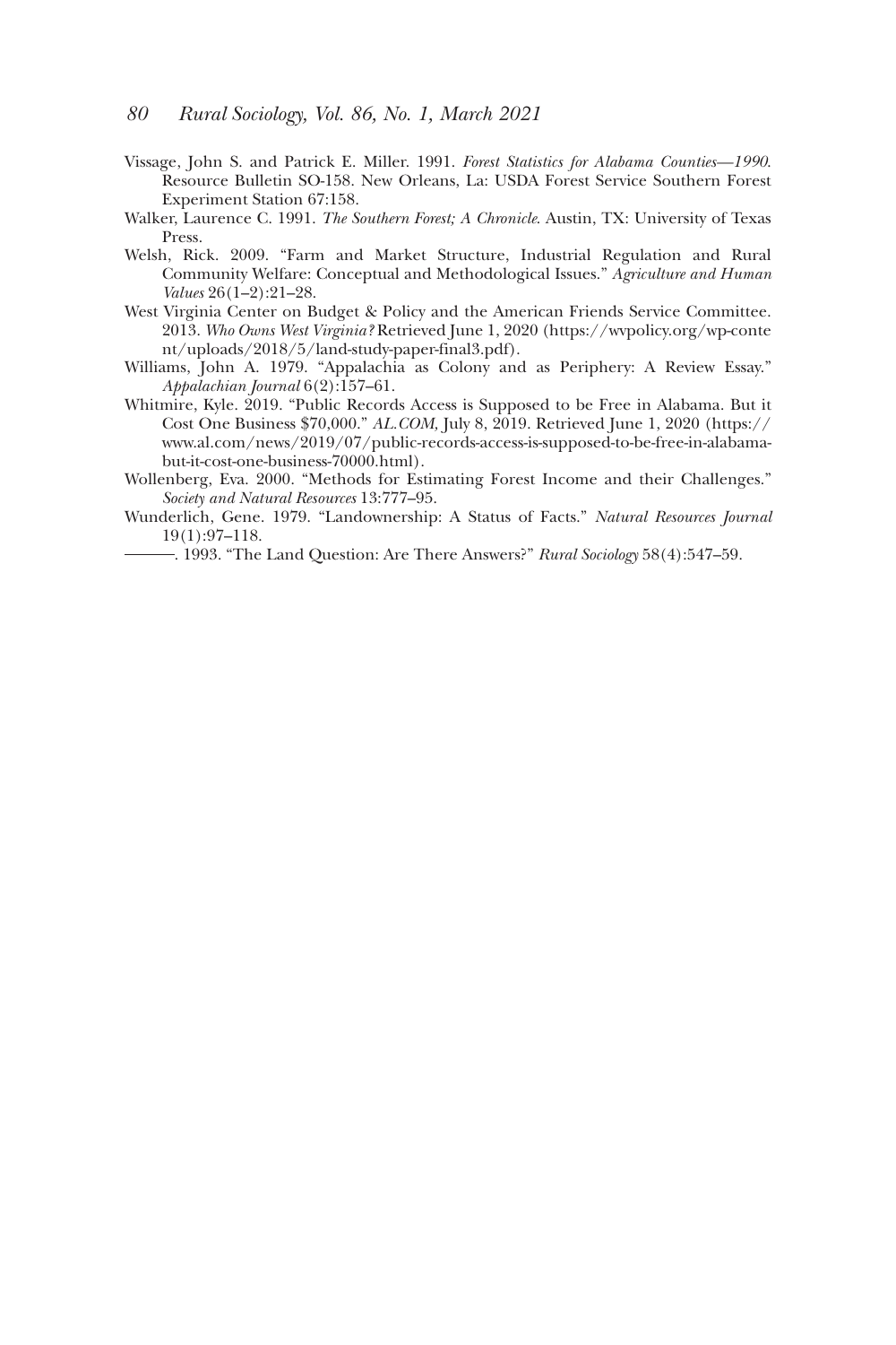Vissage, John S. and Patrick E. Miller. 1991. *Forest Statistics for Alabama Counties—1990*. Resource Bulletin SO-158. New Orleans, La: USDA Forest Service Southern Forest Experiment Station 67:158.

Walker, Laurence C. 1991. *The Southern Forest; A Chronicle*. Austin, TX: University of Texas Press.

Welsh, Rick. 2009. "Farm and Market Structure, Industrial Regulation and Rural Community Welfare: Conceptual and Methodological Issues." *Agriculture and Human Values* 26(1–2):21–28.

West Virginia Center on Budget & Policy and the American Friends Service Committee. 2013. *Who Owns West Virginia?* Retrieved June 1, 2020 (https://wvpolicy.org/wp-content/uploads/2018/5/land-study-paper-final3.pdf).

Williams, John A. 1979. "Appalachia as Colony and as Periphery: A Review Essay." *Appalachian Journal* 6(2):157–61.

Whitmire, Kyle. 2019. "Public Records Access is Supposed to be Free in Alabama. But it Cost One Business $70,000." *AL.COM*, July 8, 2019. Retrieved June 1, 2020 (https://www.al.com/news/2019/07/public-records-access-is-supposed-to-be-free-in-alabama-but-it-cost-one-business-70000.html).

Wollenberg, Eva. 2000. "Methods for Estimating Forest Income and their Challenges." *Society and Natural Resources* 13:777–95.

Wunderlich, Gene. 1979. "Landownership: A Status of Facts." *Natural Resources Journal* 19(1):97–118.

———. 1993. "The Land Question: Are There Answers?" *Rural Sociology* 58(4):547–59.